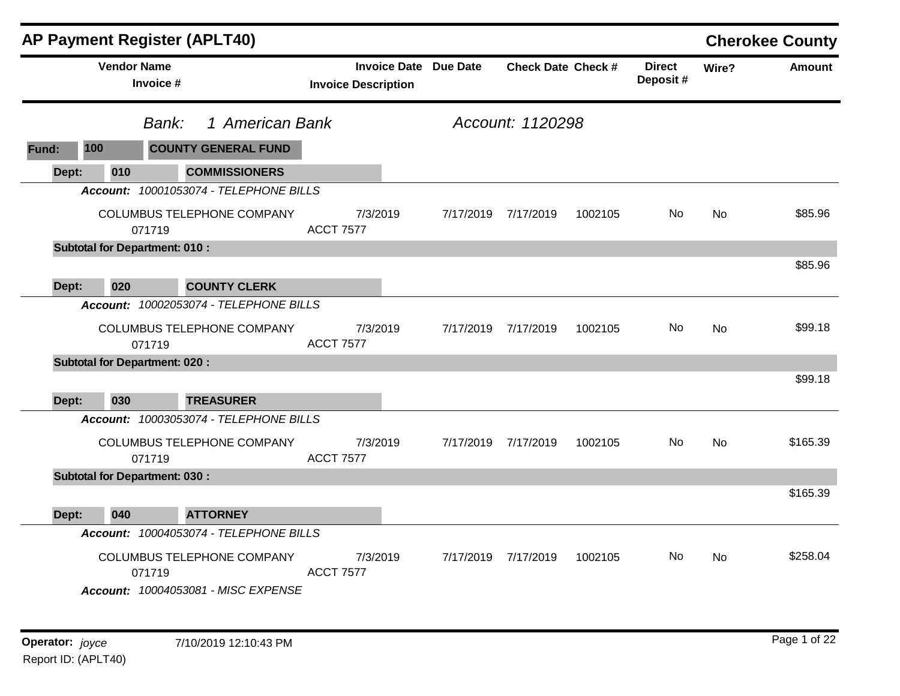# AP Payment Register (APLT40)

**Cherokee County**

| Vendor Name / Invoice # | Invoice Date / Invoice Description | Due Date | Check Date | Check # | Direct Deposit # | Wire? | Amount |
|---|---|---|---|---|---|---|---|

*Bank:* *1 American Bank* *Account: 1120298*

**Fund: 100 COUNTY GENERAL FUND**

**Dept: 010 COMMISSIONERS**

***Account:*** *10001053074 - TELEPHONE BILLS*

| Vendor Name / Invoice # | Invoice Date / Invoice Description | Due Date | Check Date | Check # | Direct Deposit # | Wire? | Amount |
|---|---|---|---|---|---|---|---|
| COLUMBUS TELEPHONE COMPANY 071719 | 7/3/2019 ACCT 7577 | 7/17/2019 | 7/17/2019 | 1002105 | No | No | $85.96 |

**Subtotal for Department: 010 :** $85.96

**Dept: 020 COUNTY CLERK**

***Account:*** *10002053074 - TELEPHONE BILLS*

| Vendor Name / Invoice # | Invoice Date / Invoice Description | Due Date | Check Date | Check # | Direct Deposit # | Wire? | Amount |
|---|---|---|---|---|---|---|---|
| COLUMBUS TELEPHONE COMPANY 071719 | 7/3/2019 ACCT 7577 | 7/17/2019 | 7/17/2019 | 1002105 | No | No | $99.18 |

**Subtotal for Department: 020 :** $99.18

**Dept: 030 TREASURER**

***Account:*** *10003053074 - TELEPHONE BILLS*

| Vendor Name / Invoice # | Invoice Date / Invoice Description | Due Date | Check Date | Check # | Direct Deposit # | Wire? | Amount |
|---|---|---|---|---|---|---|---|
| COLUMBUS TELEPHONE COMPANY 071719 | 7/3/2019 ACCT 7577 | 7/17/2019 | 7/17/2019 | 1002105 | No | No | $165.39 |

**Subtotal for Department: 030 :** $165.39

**Dept: 040 ATTORNEY**

***Account:*** *10004053074 - TELEPHONE BILLS*

| Vendor Name / Invoice # | Invoice Date / Invoice Description | Due Date | Check Date | Check # | Direct Deposit # | Wire? | Amount |
|---|---|---|---|---|---|---|---|
| COLUMBUS TELEPHONE COMPANY 071719 | 7/3/2019 ACCT 7577 | 7/17/2019 | 7/17/2019 | 1002105 | No | No | $258.04 |

***Account:*** *10004053081 - MISC EXPENSE*

**Operator:** *joyce* 7/10/2019 12:10:43 PM

Report ID: (APLT40)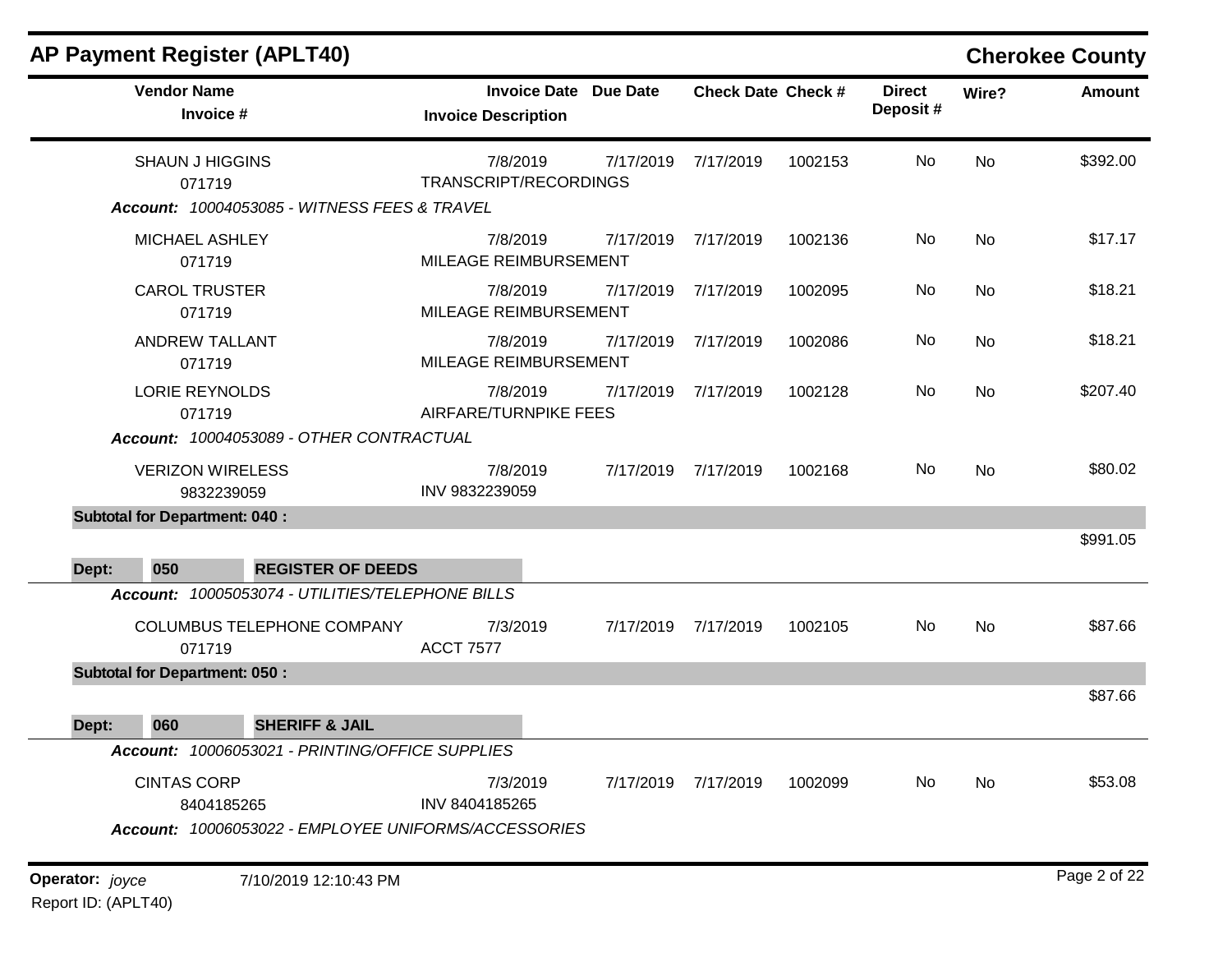# AP Payment Register (APLT40)

## Cherokee County

| Vendor Name / Invoice # | Invoice Date / Invoice Description | Due Date | Check Date | Check # | Direct Deposit # | Wire? | Amount |
|---|---|---|---|---|---|---|---|
| SHAUN J HIGGINS 071719 | 7/8/2019 TRANSCRIPT/RECORDINGS | 7/17/2019 | 7/17/2019 | 1002153 | No | No | $392.00 |
| ***Account:** 10004053085 - WITNESS FEES & TRAVEL* | | | | | | | |
| MICHAEL ASHLEY 071719 | 7/8/2019 MILEAGE REIMBURSEMENT | 7/17/2019 | 7/17/2019 | 1002136 | No | No | $17.17 |
| CAROL TRUSTER 071719 | 7/8/2019 MILEAGE REIMBURSEMENT | 7/17/2019 | 7/17/2019 | 1002095 | No | No | $18.21 |
| ANDREW TALLANT 071719 | 7/8/2019 MILEAGE REIMBURSEMENT | 7/17/2019 | 7/17/2019 | 1002086 | No | No | $18.21 |
| LORIE REYNOLDS 071719 | 7/8/2019 AIRFARE/TURNPIKE FEES | 7/17/2019 | 7/17/2019 | 1002128 | No | No | $207.40 |
| ***Account:** 10004053089 - OTHER CONTRACTUAL* | | | | | | | |
| VERIZON WIRELESS 9832239059 | 7/8/2019 INV 9832239059 | 7/17/2019 | 7/17/2019 | 1002168 | No | No | $80.02 |
| **Subtotal for Department: 040 :** | | | | | | | $991.05 |
| **Dept: 050 REGISTER OF DEEDS** | | | | | | | |
| ***Account:** 10005053074 - UTILITIES/TELEPHONE BILLS* | | | | | | | |
| COLUMBUS TELEPHONE COMPANY 071719 | 7/3/2019 ACCT 7577 | 7/17/2019 | 7/17/2019 | 1002105 | No | No | $87.66 |
| **Subtotal for Department: 050 :** | | | | | | | $87.66 |
| **Dept: 060 SHERIFF & JAIL** | | | | | | | |
| ***Account:** 10006053021 - PRINTING/OFFICE SUPPLIES* | | | | | | | |
| CINTAS CORP 8404185265 | 7/3/2019 INV 8404185265 | 7/17/2019 | 7/17/2019 | 1002099 | No | No | $53.08 |
| ***Account:** 10006053022 - EMPLOYEE UNIFORMS/ACCESSORIES* | | | | | | | |

**Operator:** *joyce* 7/10/2019 12:10:43 PM

Report ID: (APLT40)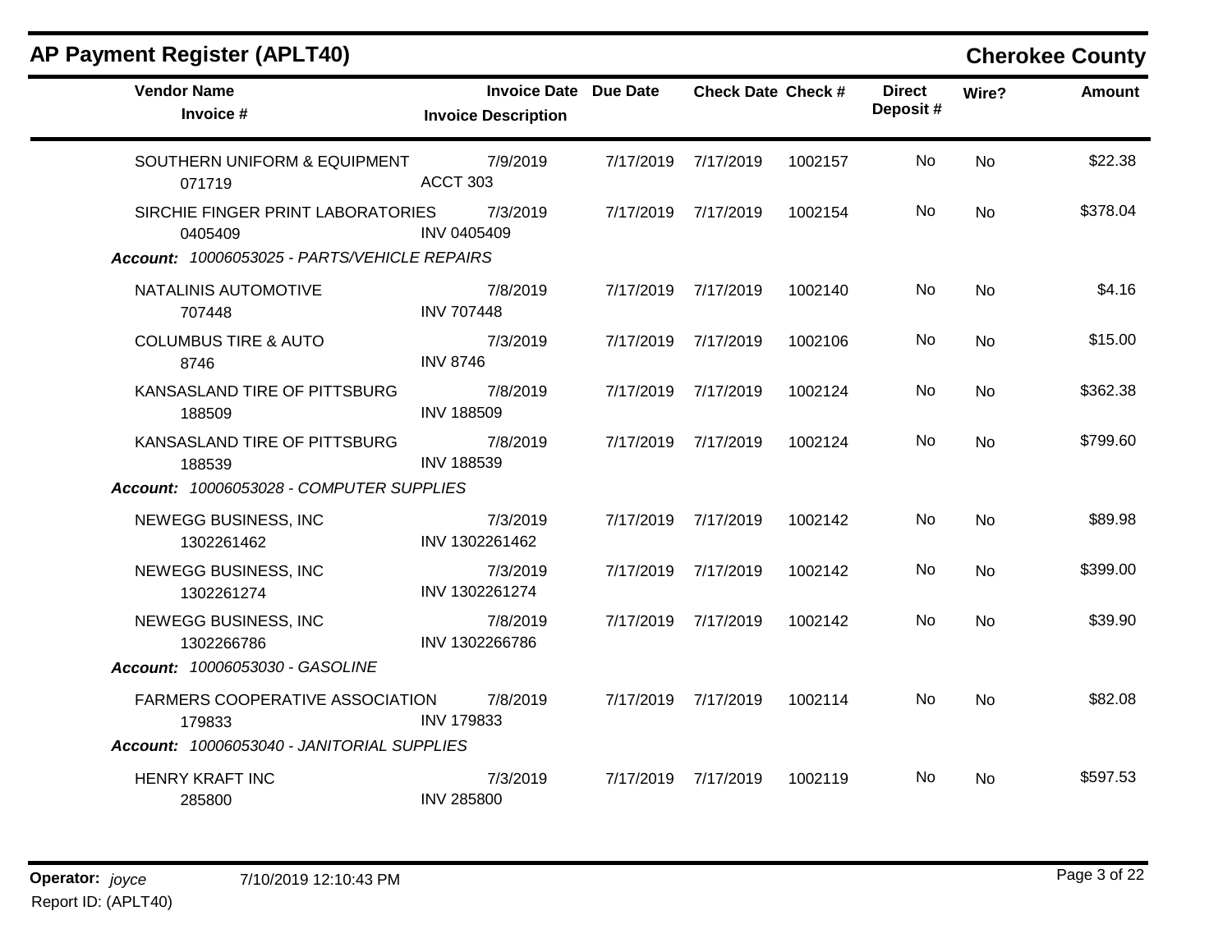## AP Payment Register (APLT40)

**Cherokee County**

| Vendor Name / Invoice # | Invoice Date / Invoice Description | Due Date | Check Date | Check # | Direct Deposit # | Wire? | Amount |
|---|---|---|---|---|---|---|---|
| SOUTHERN UNIFORM & EQUIPMENT 071719 | 7/9/2019 ACCT 303 | 7/17/2019 | 7/17/2019 | 1002157 | No | No | $22.38 |
| SIRCHIE FINGER PRINT LABORATORIES 0405409 | 7/3/2019 INV 0405409 | 7/17/2019 | 7/17/2019 | 1002154 | No | No | $378.04 |
| ***Account:** 10006053025 - PARTS/VEHICLE REPAIRS* | | | | | | | |
| NATALINIS AUTOMOTIVE 707448 | 7/8/2019 INV 707448 | 7/17/2019 | 7/17/2019 | 1002140 | No | No | $4.16 |
| COLUMBUS TIRE & AUTO 8746 | 7/3/2019 INV 8746 | 7/17/2019 | 7/17/2019 | 1002106 | No | No | $15.00 |
| KANSASLAND TIRE OF PITTSBURG 188509 | 7/8/2019 INV 188509 | 7/17/2019 | 7/17/2019 | 1002124 | No | No | $362.38 |
| KANSASLAND TIRE OF PITTSBURG 188539 | 7/8/2019 INV 188539 | 7/17/2019 | 7/17/2019 | 1002124 | No | No | $799.60 |
| ***Account:** 10006053028 - COMPUTER SUPPLIES* | | | | | | | |
| NEWEGG BUSINESS, INC 1302261462 | 7/3/2019 INV 1302261462 | 7/17/2019 | 7/17/2019 | 1002142 | No | No | $89.98 |
| NEWEGG BUSINESS, INC 1302261274 | 7/3/2019 INV 1302261274 | 7/17/2019 | 7/17/2019 | 1002142 | No | No | $399.00 |
| NEWEGG BUSINESS, INC 1302266786 | 7/8/2019 INV 1302266786 | 7/17/2019 | 7/17/2019 | 1002142 | No | No | $39.90 |
| ***Account:** 10006053030 - GASOLINE* | | | | | | | |
| FARMERS COOPERATIVE ASSOCIATION 179833 | 7/8/2019 INV 179833 | 7/17/2019 | 7/17/2019 | 1002114 | No | No | $82.08 |
| ***Account:** 10006053040 - JANITORIAL SUPPLIES* | | | | | | | |
| HENRY KRAFT INC 285800 | 7/3/2019 INV 285800 | 7/17/2019 | 7/17/2019 | 1002119 | No | No | $597.53 |

**Operator:** *joyce* 7/10/2019 12:10:43 PM
Report ID: (APLT40)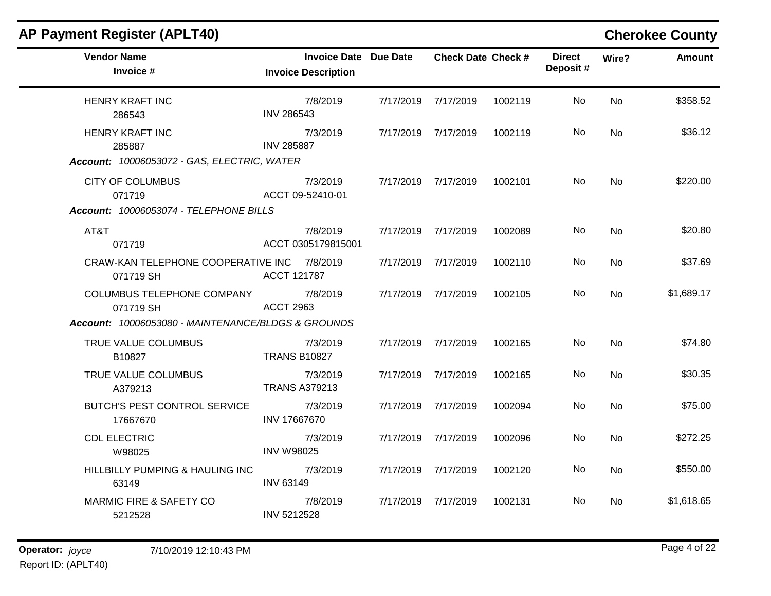## AP Payment Register (APLT40)

**Cherokee County**

| Vendor Name / Invoice # | Invoice Date / Invoice Description | Due Date | Check Date | Check # | Direct Deposit # | Wire? | Amount |
|---|---|---|---|---|---|---|---|
| HENRY KRAFT INC<br>286543 | 7/8/2019<br>INV 286543 | 7/17/2019 | 7/17/2019 | 1002119 | No | No | $358.52 |
| HENRY KRAFT INC<br>285887 | 7/3/2019<br>INV 285887 | 7/17/2019 | 7/17/2019 | 1002119 | No | No | $36.12 |
| ***Account:*** *10006053072 - GAS, ELECTRIC, WATER* | | | | | | | |
| CITY OF COLUMBUS<br>071719 | 7/3/2019<br>ACCT 09-52410-01 | 7/17/2019 | 7/17/2019 | 1002101 | No | No | $220.00 |
| ***Account:*** *10006053074 - TELEPHONE BILLS* | | | | | | | |
| AT&T<br>071719 | 7/8/2019<br>ACCT 0305179815001 | 7/17/2019 | 7/17/2019 | 1002089 | No | No | $20.80 |
| CRAW-KAN TELEPHONE COOPERATIVE INC<br>071719 SH | 7/8/2019<br>ACCT 121787 | 7/17/2019 | 7/17/2019 | 1002110 | No | No | $37.69 |
| COLUMBUS TELEPHONE COMPANY<br>071719 SH | 7/8/2019<br>ACCT 2963 | 7/17/2019 | 7/17/2019 | 1002105 | No | No | $1,689.17 |
| ***Account:*** *10006053080 - MAINTENANCE/BLDGS & GROUNDS* | | | | | | | |
| TRUE VALUE COLUMBUS<br>B10827 | 7/3/2019<br>TRANS B10827 | 7/17/2019 | 7/17/2019 | 1002165 | No | No | $74.80 |
| TRUE VALUE COLUMBUS<br>A379213 | 7/3/2019<br>TRANS A379213 | 7/17/2019 | 7/17/2019 | 1002165 | No | No | $30.35 |
| BUTCH'S PEST CONTROL SERVICE<br>17667670 | 7/3/2019<br>INV 17667670 | 7/17/2019 | 7/17/2019 | 1002094 | No | No | $75.00 |
| CDL ELECTRIC<br>W98025 | 7/3/2019<br>INV W98025 | 7/17/2019 | 7/17/2019 | 1002096 | No | No | $272.25 |
| HILLBILLY PUMPING & HAULING INC<br>63149 | 7/3/2019<br>INV 63149 | 7/17/2019 | 7/17/2019 | 1002120 | No | No | $550.00 |
| MARMIC FIRE & SAFETY CO<br>5212528 | 7/8/2019<br>INV 5212528 | 7/17/2019 | 7/17/2019 | 1002131 | No | No | $1,618.65 |

**Operator:** *joyce* 7/10/2019 12:10:43 PM

Report ID: (APLT40)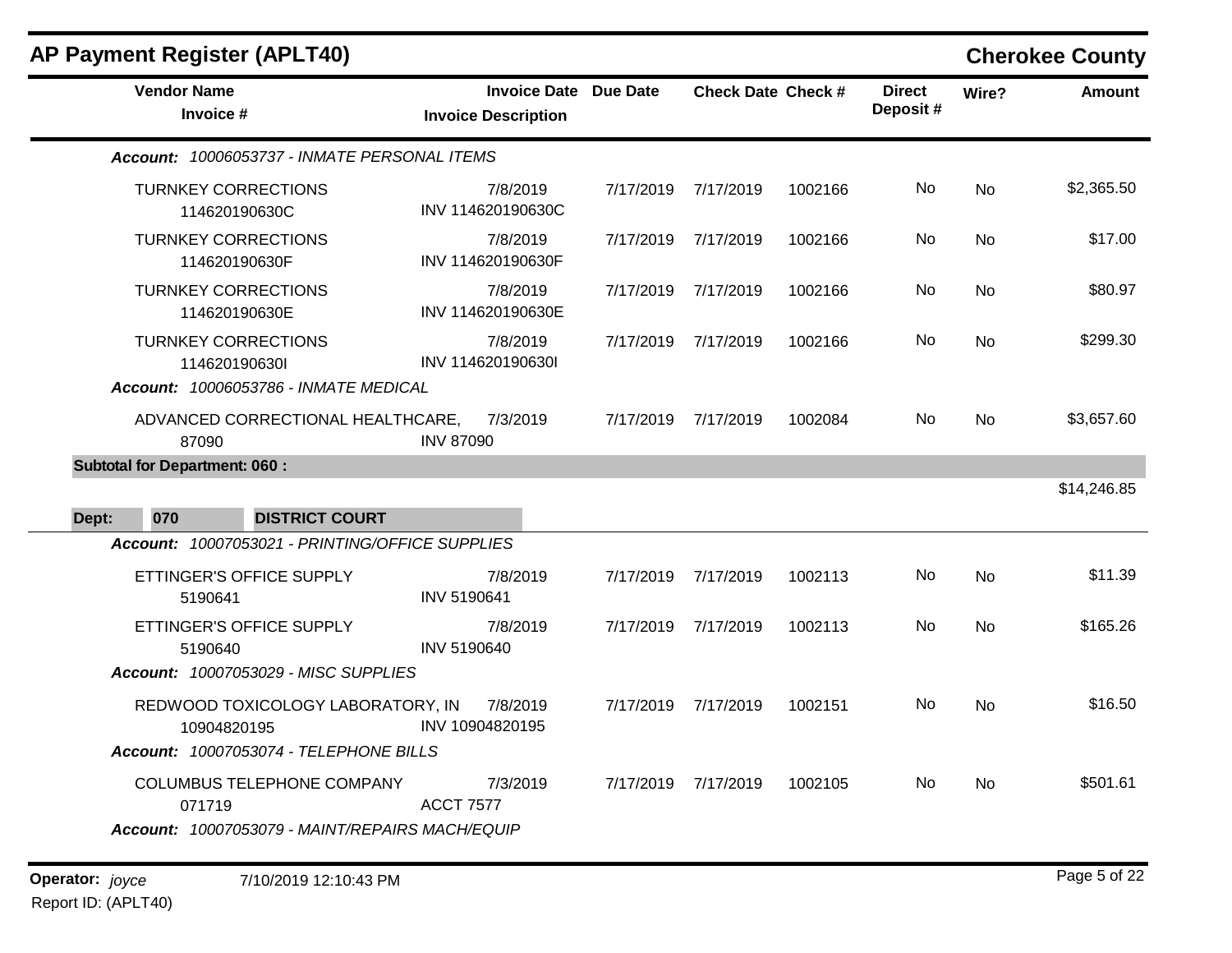# AP Payment Register (APLT40)

**Cherokee County**

| Vendor Name / Invoice # | Invoice Date / Invoice Description | Due Date | Check Date | Check # | Direct Deposit # | Wire? | Amount |
|---|---|---|---|---|---|---|---|
| ***Account: 10006053737 - INMATE PERSONAL ITEMS*** | | | | | | | |
| TURNKEY CORRECTIONS 114620190630C | 7/8/2019 INV 114620190630C | 7/17/2019 | 7/17/2019 | 1002166 | No | No | $2,365.50 |
| TURNKEY CORRECTIONS 114620190630F | 7/8/2019 INV 114620190630F | 7/17/2019 | 7/17/2019 | 1002166 | No | No | $17.00 |
| TURNKEY CORRECTIONS 114620190630E | 7/8/2019 INV 114620190630E | 7/17/2019 | 7/17/2019 | 1002166 | No | No | $80.97 |
| TURNKEY CORRECTIONS 114620190630I | 7/8/2019 INV 114620190630I | 7/17/2019 | 7/17/2019 | 1002166 | No | No | $299.30 |
| ***Account: 10006053786 - INMATE MEDICAL*** | | | | | | | |
| ADVANCED CORRECTIONAL HEALTHCARE, 87090 | 7/3/2019 INV 87090 | 7/17/2019 | 7/17/2019 | 1002084 | No | No | $3,657.60 |
| **Subtotal for Department: 060 :** | | | | | | | $14,246.85 |
| **Dept: 070 DISTRICT COURT** | | | | | | | |
| ***Account: 10007053021 - PRINTING/OFFICE SUPPLIES*** | | | | | | | |
| ETTINGER'S OFFICE SUPPLY 5190641 | 7/8/2019 INV 5190641 | 7/17/2019 | 7/17/2019 | 1002113 | No | No | $11.39 |
| ETTINGER'S OFFICE SUPPLY 5190640 | 7/8/2019 INV 5190640 | 7/17/2019 | 7/17/2019 | 1002113 | No | No | $165.26 |
| ***Account: 10007053029 - MISC SUPPLIES*** | | | | | | | |
| REDWOOD TOXICOLOGY LABORATORY, IN 10904820195 | 7/8/2019 INV 10904820195 | 7/17/2019 | 7/17/2019 | 1002151 | No | No | $16.50 |
| ***Account: 10007053074 - TELEPHONE BILLS*** | | | | | | | |
| COLUMBUS TELEPHONE COMPANY 071719 | 7/3/2019 ACCT 7577 | 7/17/2019 | 7/17/2019 | 1002105 | No | No | $501.61 |
| ***Account: 10007053079 - MAINT/REPAIRS MACH/EQUIP*** | | | | | | | |

**Operator:** *joyce* 7/10/2019 12:10:43 PM

Report ID: (APLT40)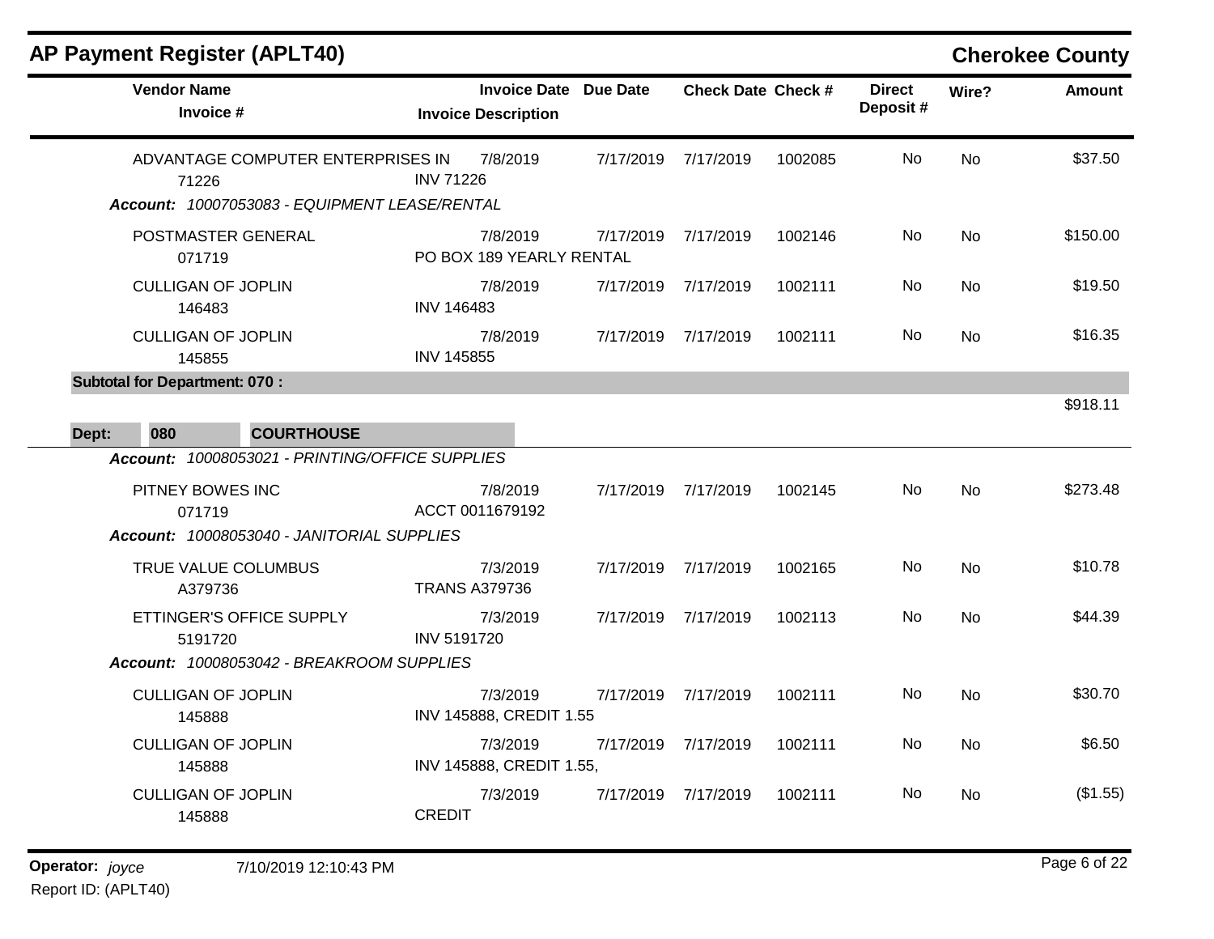## AP Payment Register (APLT40)

**Cherokee County**

| Vendor Name / Invoice # | Invoice Date / Invoice Description | Due Date | Check Date | Check # | Direct Deposit # | Wire? | Amount |
|---|---|---|---|---|---|---|---|
| ADVANTAGE COMPUTER ENTERPRISES IN 71226 | 7/8/2019 INV 71226 | 7/17/2019 | 7/17/2019 | 1002085 | No | No | $37.50 |
| ***Account:*** *10007053083 - EQUIPMENT LEASE/RENTAL* | | | | | | | |
| POSTMASTER GENERAL 071719 | 7/8/2019 PO BOX 189 YEARLY RENTAL | 7/17/2019 | 7/17/2019 | 1002146 | No | No | $150.00 |
| CULLIGAN OF JOPLIN 146483 | 7/8/2019 INV 146483 | 7/17/2019 | 7/17/2019 | 1002111 | No | No | $19.50 |
| CULLIGAN OF JOPLIN 145855 | 7/8/2019 INV 145855 | 7/17/2019 | 7/17/2019 | 1002111 | No | No | $16.35 |
| **Subtotal for Department: 070 :** | | | | | | | $918.11 |

**Dept: 080 COURTHOUSE**

| Vendor Name / Invoice # | Invoice Date / Invoice Description | Due Date | Check Date | Check # | Direct Deposit # | Wire? | Amount |
|---|---|---|---|---|---|---|---|
| ***Account:*** *10008053021 - PRINTING/OFFICE SUPPLIES* | | | | | | | |
| PITNEY BOWES INC 071719 | 7/8/2019 ACCT 0011679192 | 7/17/2019 | 7/17/2019 | 1002145 | No | No | $273.48 |
| ***Account:*** *10008053040 - JANITORIAL SUPPLIES* | | | | | | | |
| TRUE VALUE COLUMBUS A379736 | 7/3/2019 TRANS A379736 | 7/17/2019 | 7/17/2019 | 1002165 | No | No | $10.78 |
| ETTINGER'S OFFICE SUPPLY 5191720 | 7/3/2019 INV 5191720 | 7/17/2019 | 7/17/2019 | 1002113 | No | No | $44.39 |
| ***Account:*** *10008053042 - BREAKROOM SUPPLIES* | | | | | | | |
| CULLIGAN OF JOPLIN 145888 | 7/3/2019 INV 145888, CREDIT 1.55 | 7/17/2019 | 7/17/2019 | 1002111 | No | No | $30.70 |
| CULLIGAN OF JOPLIN 145888 | 7/3/2019 INV 145888, CREDIT 1.55, | 7/17/2019 | 7/17/2019 | 1002111 | No | No | $6.50 |
| CULLIGAN OF JOPLIN 145888 | 7/3/2019 CREDIT | 7/17/2019 | 7/17/2019 | 1002111 | No | No | ($1.55) |

**Operator:** *joyce* 7/10/2019 12:10:43 PM

Report ID: (APLT40)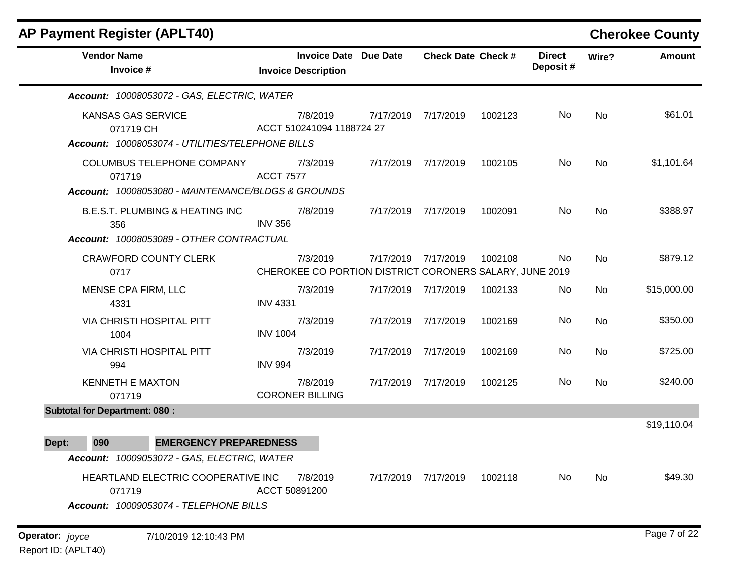## AP Payment Register (APLT40)

**Cherokee County**

| Vendor Name / Invoice # | Invoice Date / Invoice Description | Due Date | Check Date | Check # | Direct Deposit # | Wire? | Amount |
|---|---|---|---|---|---|---|---|
| ***Account:*** *10008053072 - GAS, ELECTRIC, WATER* | | | | | | | |
| KANSAS GAS SERVICE<br>071719 CH | 7/8/2019<br>ACCT 510241094 1188724 27 | 7/17/2019 | 7/17/2019 | 1002123 | No | No | $61.01 |
| ***Account:*** *10008053074 - UTILITIES/TELEPHONE BILLS* | | | | | | | |
| COLUMBUS TELEPHONE COMPANY<br>071719 | 7/3/2019<br>ACCT 7577 | 7/17/2019 | 7/17/2019 | 1002105 | No | No | $1,101.64 |
| ***Account:*** *10008053080 - MAINTENANCE/BLDGS & GROUNDS* | | | | | | | |
| B.E.S.T. PLUMBING & HEATING INC<br>356 | 7/8/2019<br>INV 356 | 7/17/2019 | 7/17/2019 | 1002091 | No | No | $388.97 |
| ***Account:*** *10008053089 - OTHER CONTRACTUAL* | | | | | | | |
| CRAWFORD COUNTY CLERK<br>0717 | 7/3/2019<br>CHEROKEE CO PORTION DISTRICT CORONERS SALARY, JUNE 2019 | 7/17/2019 | 7/17/2019 | 1002108 | No | No | $879.12 |
| MENSE CPA FIRM, LLC<br>4331 | 7/3/2019<br>INV 4331 | 7/17/2019 | 7/17/2019 | 1002133 | No | No | $15,000.00 |
| VIA CHRISTI HOSPITAL PITT<br>1004 | 7/3/2019<br>INV 1004 | 7/17/2019 | 7/17/2019 | 1002169 | No | No | $350.00 |
| VIA CHRISTI HOSPITAL PITT<br>994 | 7/3/2019<br>INV 994 | 7/17/2019 | 7/17/2019 | 1002169 | No | No | $725.00 |
| KENNETH E MAXTON<br>071719 | 7/8/2019<br>CORONER BILLING | 7/17/2019 | 7/17/2019 | 1002125 | No | No | $240.00 |
| **Subtotal for Department: 080 :** | | | | | | | $19,110.04 |
| **Dept: 090 EMERGENCY PREPAREDNESS** | | | | | | | |
| ***Account:*** *10009053072 - GAS, ELECTRIC, WATER* | | | | | | | |
| HEARTLAND ELECTRIC COOPERATIVE INC<br>071719 | 7/8/2019<br>ACCT 50891200 | 7/17/2019 | 7/17/2019 | 1002118 | No | No | $49.30 |
| ***Account:*** *10009053074 - TELEPHONE BILLS* | | | | | | | |

**Operator:** *joyce* 7/10/2019 12:10:43 PM

Report ID: (APLT40)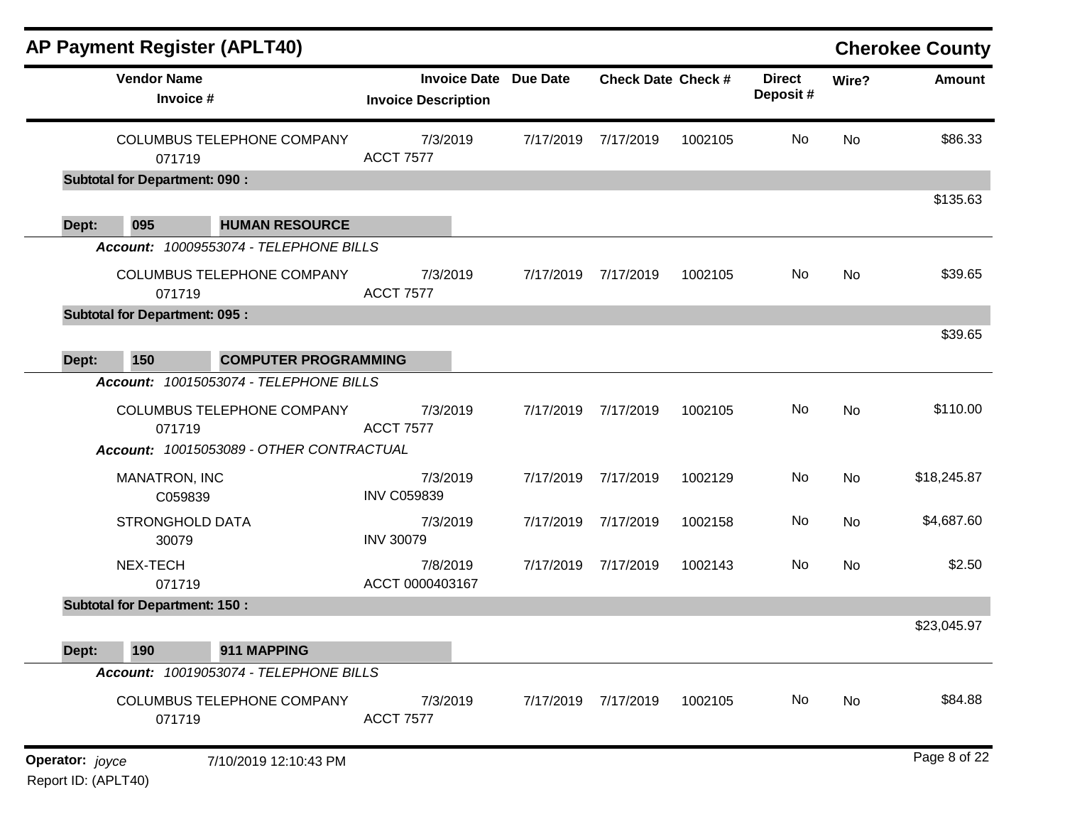## AP Payment Register (APLT40)

**Cherokee County**

| Vendor Name / Invoice # | Invoice Date / Invoice Description | Due Date | Check Date | Check # | Direct Deposit # | Wire? | Amount |
|---|---|---|---|---|---|---|---|
| COLUMBUS TELEPHONE COMPANY<br>071719 | 7/3/2019<br>ACCT 7577 | 7/17/2019 | 7/17/2019 | 1002105 | No | No | $86.33 |
| **Subtotal for Department: 090 :** | | | | | | | $135.63 |
| **Dept: 095 HUMAN RESOURCE** | | | | | | | |
| ***Account:** 10009553074 - TELEPHONE BILLS* | | | | | | | |
| COLUMBUS TELEPHONE COMPANY<br>071719 | 7/3/2019<br>ACCT 7577 | 7/17/2019 | 7/17/2019 | 1002105 | No | No | $39.65 |
| **Subtotal for Department: 095 :** | | | | | | | $39.65 |
| **Dept: 150 COMPUTER PROGRAMMING** | | | | | | | |
| ***Account:** 10015053074 - TELEPHONE BILLS* | | | | | | | |
| COLUMBUS TELEPHONE COMPANY<br>071719 | 7/3/2019<br>ACCT 7577 | 7/17/2019 | 7/17/2019 | 1002105 | No | No | $110.00 |
| ***Account:** 10015053089 - OTHER CONTRACTUAL* | | | | | | | |
| MANATRON, INC<br>C059839 | 7/3/2019<br>INV C059839 | 7/17/2019 | 7/17/2019 | 1002129 | No | No | $18,245.87 |
| STRONGHOLD DATA<br>30079 | 7/3/2019<br>INV 30079 | 7/17/2019 | 7/17/2019 | 1002158 | No | No | $4,687.60 |
| NEX-TECH<br>071719 | 7/8/2019<br>ACCT 0000403167 | 7/17/2019 | 7/17/2019 | 1002143 | No | No | $2.50 |
| **Subtotal for Department: 150 :** | | | | | | | $23,045.97 |
| **Dept: 190 911 MAPPING** | | | | | | | |
| ***Account:** 10019053074 - TELEPHONE BILLS* | | | | | | | |
| COLUMBUS TELEPHONE COMPANY<br>071719 | 7/3/2019<br>ACCT 7577 | 7/17/2019 | 7/17/2019 | 1002105 | No | No | $84.88 |

**Operator:** *joyce* 7/10/2019 12:10:43 PM

Report ID: (APLT40)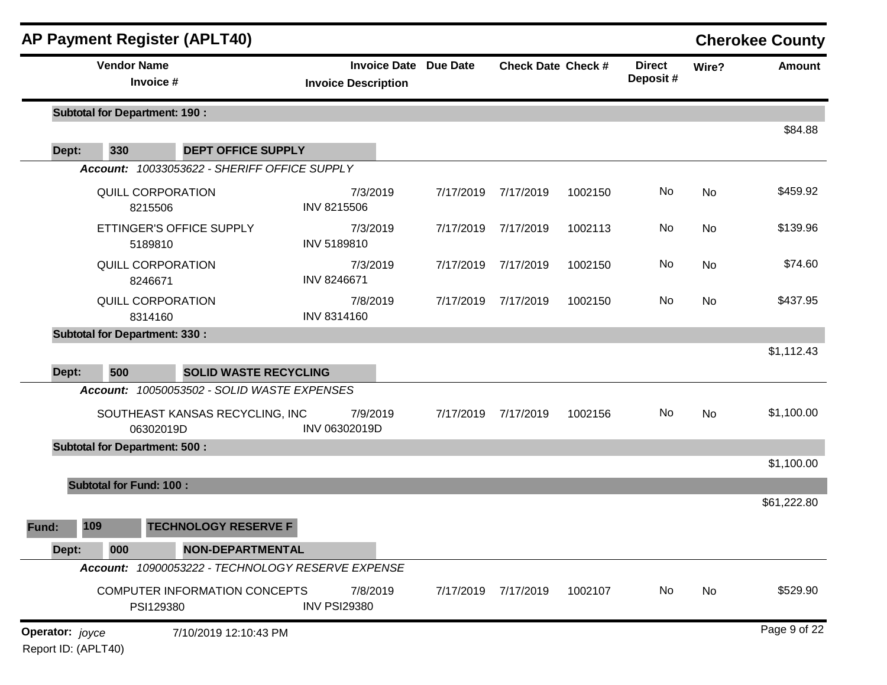## AP Payment Register (APLT40)

**Cherokee County**

| Vendor Name / Invoice # | Invoice Date / Invoice Description | Due Date | Check Date | Check # | Direct Deposit # | Wire? | Amount |
|---|---|---|---|---|---|---|---|
| **Subtotal for Department: 190 :** | | | | | | | $84.88 |
| **Dept: 330 DEPT OFFICE SUPPLY** | | | | | | | |
| ***Account: 10033053622 - SHERIFF OFFICE SUPPLY*** | | | | | | | |
| QUILL CORPORATION 8215506 | 7/3/2019 INV 8215506 | 7/17/2019 | 7/17/2019 | 1002150 | No | No | $459.92 |
| ETTINGER'S OFFICE SUPPLY 5189810 | 7/3/2019 INV 5189810 | 7/17/2019 | 7/17/2019 | 1002113 | No | No | $139.96 |
| QUILL CORPORATION 8246671 | 7/3/2019 INV 8246671 | 7/17/2019 | 7/17/2019 | 1002150 | No | No | $74.60 |
| QUILL CORPORATION 8314160 | 7/8/2019 INV 8314160 | 7/17/2019 | 7/17/2019 | 1002150 | No | No | $437.95 |
| **Subtotal for Department: 330 :** | | | | | | | $1,112.43 |
| **Dept: 500 SOLID WASTE RECYCLING** | | | | | | | |
| ***Account: 10050053502 - SOLID WASTE EXPENSES*** | | | | | | | |
| SOUTHEAST KANSAS RECYCLING, INC 06302019D | 7/9/2019 INV 06302019D | 7/17/2019 | 7/17/2019 | 1002156 | No | No | $1,100.00 |
| **Subtotal for Department: 500 :** | | | | | | | $1,100.00 |
| **Subtotal for Fund: 100 :** | | | | | | | $61,222.80 |
| **Fund: 109 TECHNOLOGY RESERVE F** | | | | | | | |
| **Dept: 000 NON-DEPARTMENTAL** | | | | | | | |
| ***Account: 10900053222 - TECHNOLOGY RESERVE EXPENSE*** | | | | | | | |
| COMPUTER INFORMATION CONCEPTS PSI129380 | 7/8/2019 INV PSI29380 | 7/17/2019 | 7/17/2019 | 1002107 | No | No | $529.90 |

**Operator:** *joyce* 7/10/2019 12:10:43 PM

Report ID: (APLT40)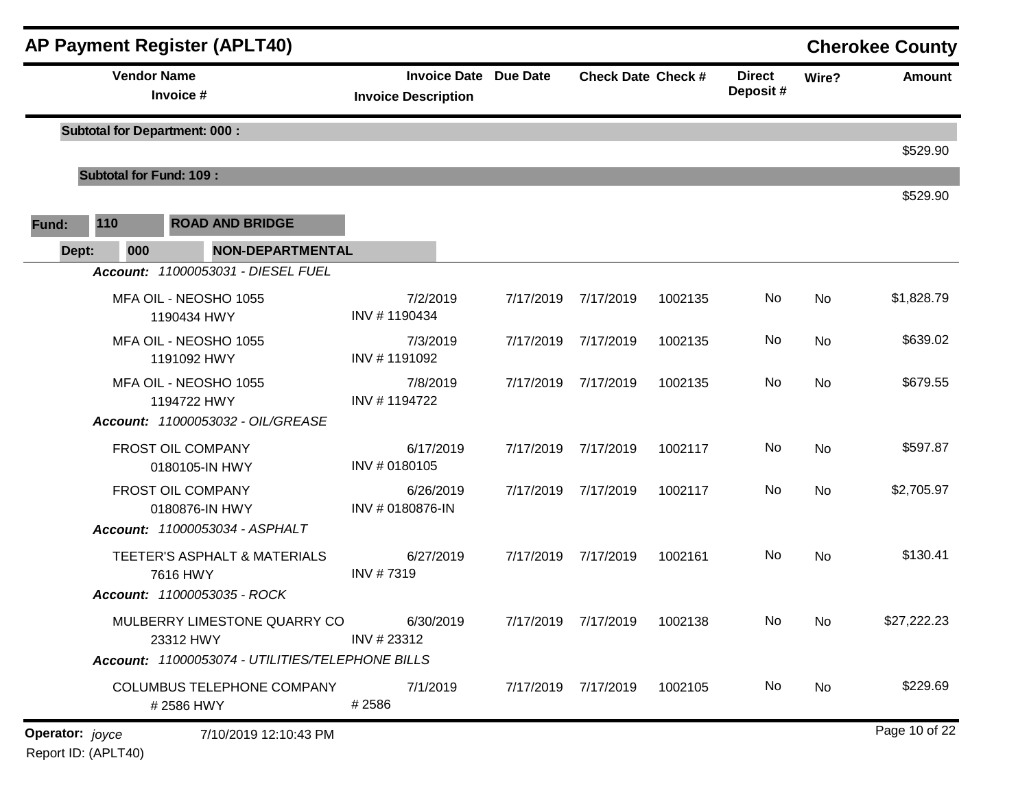# AP Payment Register (APLT40)

**Cherokee County**

| Vendor Name / Invoice # | Invoice Date / Invoice Description | Due Date | Check Date | Check # | Direct Deposit # | Wire? | Amount |
|---|---|---|---|---|---|---|---|
| **Subtotal for Department: 000 :** | | | | | | | $529.90 |
| **Subtotal for Fund: 109 :** | | | | | | | $529.90 |

**Fund:** 110 **ROAD AND BRIDGE**

**Dept:** 000 **NON-DEPARTMENTAL**

| Vendor Name / Invoice # | Invoice Date / Invoice Description | Due Date | Check Date | Check # | Direct Deposit # | Wire? | Amount |
|---|---|---|---|---|---|---|---|
| ***Account:*** *11000053031 - DIESEL FUEL* | | | | | | | |
| MFA OIL - NEOSHO 1055<br>1190434 HWY | 7/2/2019<br>INV # 1190434 | 7/17/2019 | 7/17/2019 | 1002135 | No | No | $1,828.79 |
| MFA OIL - NEOSHO 1055<br>1191092 HWY | 7/3/2019<br>INV # 1191092 | 7/17/2019 | 7/17/2019 | 1002135 | No | No | $639.02 |
| MFA OIL - NEOSHO 1055<br>1194722 HWY | 7/8/2019<br>INV # 1194722 | 7/17/2019 | 7/17/2019 | 1002135 | No | No | $679.55 |
| ***Account:*** *11000053032 - OIL/GREASE* | | | | | | | |
| FROST OIL COMPANY<br>0180105-IN HWY | 6/17/2019<br>INV # 0180105 | 7/17/2019 | 7/17/2019 | 1002117 | No | No | $597.87 |
| FROST OIL COMPANY<br>0180876-IN HWY | 6/26/2019<br>INV # 0180876-IN | 7/17/2019 | 7/17/2019 | 1002117 | No | No | $2,705.97 |
| ***Account:*** *11000053034 - ASPHALT* | | | | | | | |
| TEETER'S ASPHALT & MATERIALS<br>7616 HWY | 6/27/2019<br>INV # 7319 | 7/17/2019 | 7/17/2019 | 1002161 | No | No | $130.41 |
| ***Account:*** *11000053035 - ROCK* | | | | | | | |
| MULBERRY LIMESTONE QUARRY CO<br>23312 HWY | 6/30/2019<br>INV # 23312 | 7/17/2019 | 7/17/2019 | 1002138 | No | No | $27,222.23 |
| ***Account:*** *11000053074 - UTILITIES/TELEPHONE BILLS* | | | | | | | |
| COLUMBUS TELEPHONE COMPANY<br># 2586 HWY | 7/1/2019<br># 2586 | 7/17/2019 | 7/17/2019 | 1002105 | No | No | $229.69 |

**Operator:** *joyce* 7/10/2019 12:10:43 PM

Report ID: (APLT40)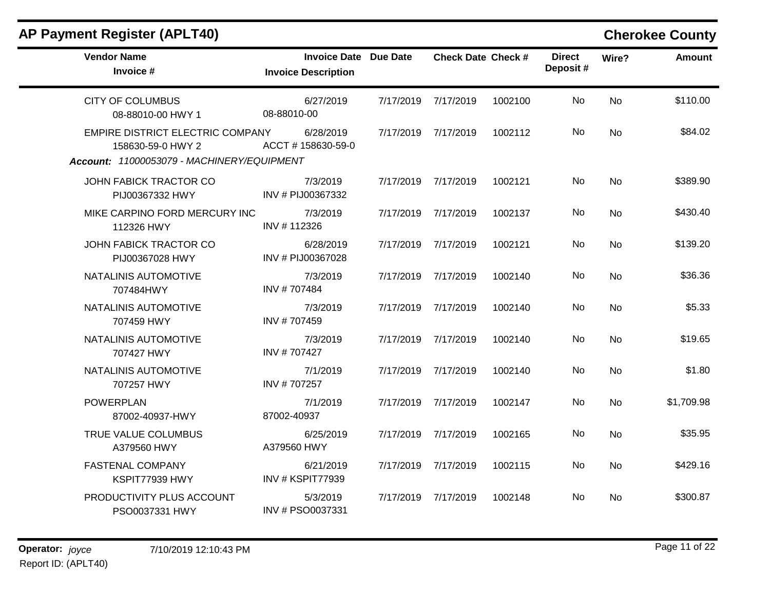## AP Payment Register (APLT40)

## Cherokee County

| Vendor Name / Invoice # | Invoice Date / Invoice Description | Due Date | Check Date | Check # | Direct Deposit # | Wire? | Amount |
|---|---|---|---|---|---|---|---|
| CITY OF COLUMBUS<br>08-88010-00 HWY 1 | 6/27/2019<br>08-88010-00 | 7/17/2019 | 7/17/2019 | 1002100 | No | No | $110.00 |
| EMPIRE DISTRICT ELECTRIC COMPANY<br>158630-59-0 HWY 2 | 6/28/2019<br>ACCT # 158630-59-0 | 7/17/2019 | 7/17/2019 | 1002112 | No | No | $84.02 |
| ***Account:** 11000053079 - MACHINERY/EQUIPMENT* | | | | | | | |
| JOHN FABICK TRACTOR CO<br>PIJ00367332 HWY | 7/3/2019<br>INV # PIJ00367332 | 7/17/2019 | 7/17/2019 | 1002121 | No | No | $389.90 |
| MIKE CARPINO FORD MERCURY INC<br>112326 HWY | 7/3/2019<br>INV # 112326 | 7/17/2019 | 7/17/2019 | 1002137 | No | No | $430.40 |
| JOHN FABICK TRACTOR CO<br>PIJ00367028 HWY | 6/28/2019<br>INV # PIJ00367028 | 7/17/2019 | 7/17/2019 | 1002121 | No | No | $139.20 |
| NATALINIS AUTOMOTIVE<br>707484HWY | 7/3/2019<br>INV # 707484 | 7/17/2019 | 7/17/2019 | 1002140 | No | No | $36.36 |
| NATALINIS AUTOMOTIVE<br>707459 HWY | 7/3/2019<br>INV # 707459 | 7/17/2019 | 7/17/2019 | 1002140 | No | No | $5.33 |
| NATALINIS AUTOMOTIVE<br>707427 HWY | 7/3/2019<br>INV # 707427 | 7/17/2019 | 7/17/2019 | 1002140 | No | No | $19.65 |
| NATALINIS AUTOMOTIVE<br>707257 HWY | 7/1/2019<br>INV # 707257 | 7/17/2019 | 7/17/2019 | 1002140 | No | No | $1.80 |
| POWERPLAN<br>87002-40937-HWY | 7/1/2019<br>87002-40937 | 7/17/2019 | 7/17/2019 | 1002147 | No | No | $1,709.98 |
| TRUE VALUE COLUMBUS<br>A379560 HWY | 6/25/2019<br>A379560 HWY | 7/17/2019 | 7/17/2019 | 1002165 | No | No | $35.95 |
| FASTENAL COMPANY<br>KSPIT77939 HWY | 6/21/2019<br>INV # KSPIT77939 | 7/17/2019 | 7/17/2019 | 1002115 | No | No | $429.16 |
| PRODUCTIVITY PLUS ACCOUNT<br>PSO0037331 HWY | 5/3/2019<br>INV # PSO0037331 | 7/17/2019 | 7/17/2019 | 1002148 | No | No | $300.87 |

**Operator:** *joyce* 7/10/2019 12:10:43 PM
Report ID: (APLT40)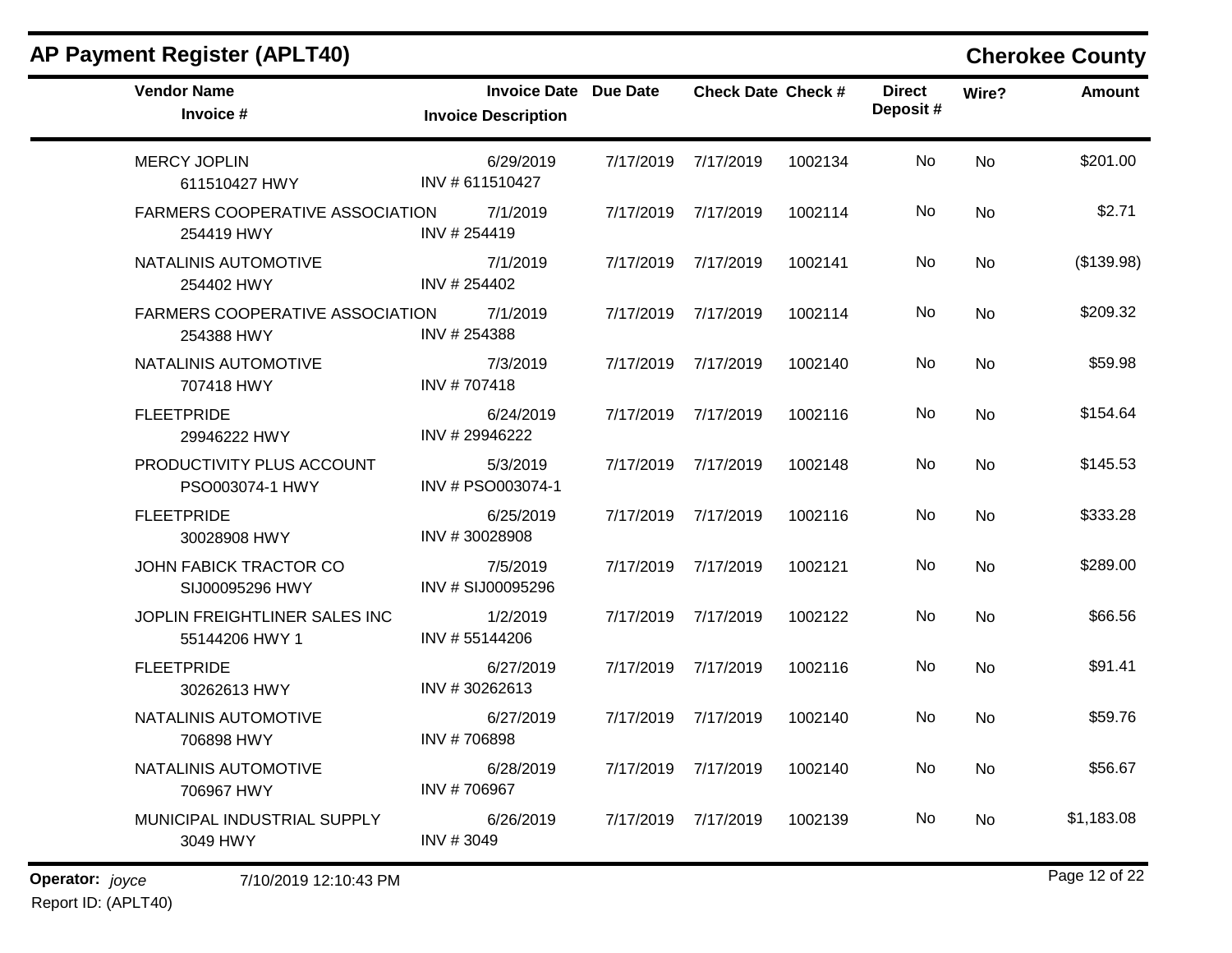## AP Payment Register (APLT40)

## Cherokee County

| Vendor Name / Invoice # | Invoice Date / Invoice Description | Due Date | Check Date | Check # | Direct Deposit # | Wire? | Amount |
|---|---|---|---|---|---|---|---|
| MERCY JOPLIN<br>611510427 HWY | 6/29/2019<br>INV # 611510427 | 7/17/2019 | 7/17/2019 | 1002134 | No | No | $201.00 |
| FARMERS COOPERATIVE ASSOCIATION<br>254419 HWY | 7/1/2019<br>INV # 254419 | 7/17/2019 | 7/17/2019 | 1002114 | No | No | $2.71 |
| NATALINIS AUTOMOTIVE<br>254402 HWY | 7/1/2019<br>INV # 254402 | 7/17/2019 | 7/17/2019 | 1002141 | No | No | ($139.98) |
| FARMERS COOPERATIVE ASSOCIATION<br>254388 HWY | 7/1/2019<br>INV # 254388 | 7/17/2019 | 7/17/2019 | 1002114 | No | No | $209.32 |
| NATALINIS AUTOMOTIVE<br>707418 HWY | 7/3/2019<br>INV # 707418 | 7/17/2019 | 7/17/2019 | 1002140 | No | No | $59.98 |
| FLEETPRIDE<br>29946222 HWY | 6/24/2019<br>INV # 29946222 | 7/17/2019 | 7/17/2019 | 1002116 | No | No | $154.64 |
| PRODUCTIVITY PLUS ACCOUNT<br>PSO003074-1 HWY | 5/3/2019<br>INV # PSO003074-1 | 7/17/2019 | 7/17/2019 | 1002148 | No | No | $145.53 |
| FLEETPRIDE<br>30028908 HWY | 6/25/2019<br>INV # 30028908 | 7/17/2019 | 7/17/2019 | 1002116 | No | No | $333.28 |
| JOHN FABICK TRACTOR CO<br>SIJ00095296 HWY | 7/5/2019<br>INV # SIJ00095296 | 7/17/2019 | 7/17/2019 | 1002121 | No | No | $289.00 |
| JOPLIN FREIGHTLINER SALES INC<br>55144206 HWY 1 | 1/2/2019<br>INV # 55144206 | 7/17/2019 | 7/17/2019 | 1002122 | No | No | $66.56 |
| FLEETPRIDE<br>30262613 HWY | 6/27/2019<br>INV # 30262613 | 7/17/2019 | 7/17/2019 | 1002116 | No | No | $91.41 |
| NATALINIS AUTOMOTIVE<br>706898 HWY | 6/27/2019<br>INV # 706898 | 7/17/2019 | 7/17/2019 | 1002140 | No | No | $59.76 |
| NATALINIS AUTOMOTIVE<br>706967 HWY | 6/28/2019<br>INV # 706967 | 7/17/2019 | 7/17/2019 | 1002140 | No | No | $56.67 |
| MUNICIPAL INDUSTRIAL SUPPLY<br>3049 HWY | 6/26/2019<br>INV # 3049 | 7/17/2019 | 7/17/2019 | 1002139 | No | No | $1,183.08 |

**Operator:** *joyce* 7/10/2019 12:10:43 PM

Report ID: (APLT40)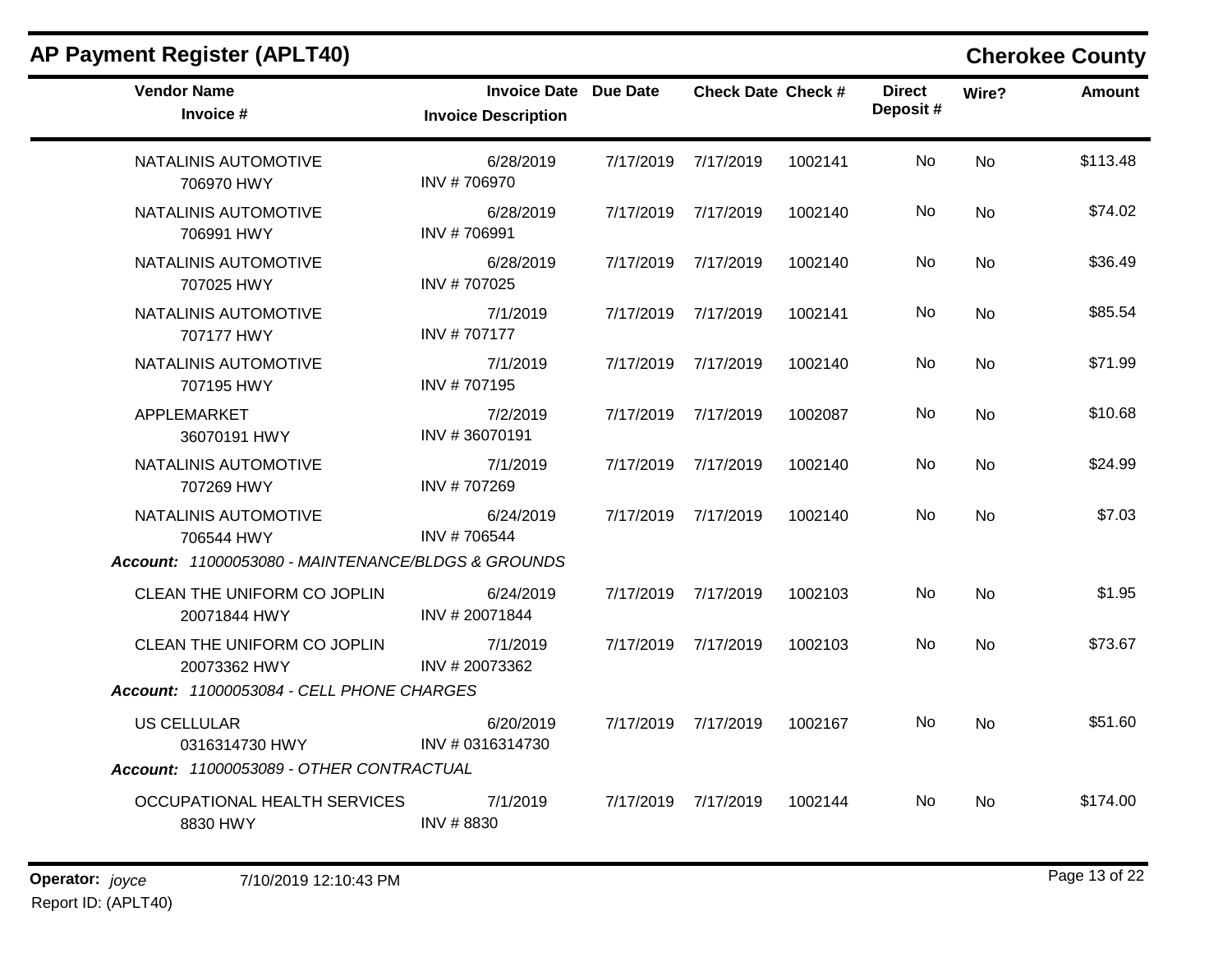# AP Payment Register (APLT40)

## Cherokee County

| Vendor Name / Invoice # | Invoice Date / Invoice Description | Due Date | Check Date | Check # | Direct Deposit # | Wire? | Amount |
|---|---|---|---|---|---|---|---|
| NATALINIS AUTOMOTIVE<br>706970 HWY | 6/28/2019<br>INV # 706970 | 7/17/2019 | 7/17/2019 | 1002141 | No | No | $113.48 |
| NATALINIS AUTOMOTIVE<br>706991 HWY | 6/28/2019<br>INV # 706991 | 7/17/2019 | 7/17/2019 | 1002140 | No | No | $74.02 |
| NATALINIS AUTOMOTIVE<br>707025 HWY | 6/28/2019<br>INV # 707025 | 7/17/2019 | 7/17/2019 | 1002140 | No | No | $36.49 |
| NATALINIS AUTOMOTIVE<br>707177 HWY | 7/1/2019<br>INV # 707177 | 7/17/2019 | 7/17/2019 | 1002141 | No | No | $85.54 |
| NATALINIS AUTOMOTIVE<br>707195 HWY | 7/1/2019<br>INV # 707195 | 7/17/2019 | 7/17/2019 | 1002140 | No | No | $71.99 |
| APPLEMARKET<br>36070191 HWY | 7/2/2019<br>INV # 36070191 | 7/17/2019 | 7/17/2019 | 1002087 | No | No | $10.68 |
| NATALINIS AUTOMOTIVE<br>707269 HWY | 7/1/2019<br>INV # 707269 | 7/17/2019 | 7/17/2019 | 1002140 | No | No | $24.99 |
| NATALINIS AUTOMOTIVE<br>706544 HWY | 6/24/2019<br>INV # 706544 | 7/17/2019 | 7/17/2019 | 1002140 | No | No | $7.03 |
| ***Account:** 11000053080 - MAINTENANCE/BLDGS & GROUNDS* | | | | | | | |
| CLEAN THE UNIFORM CO JOPLIN<br>20071844 HWY | 6/24/2019<br>INV # 20071844 | 7/17/2019 | 7/17/2019 | 1002103 | No | No | $1.95 |
| CLEAN THE UNIFORM CO JOPLIN<br>20073362 HWY | 7/1/2019<br>INV # 20073362 | 7/17/2019 | 7/17/2019 | 1002103 | No | No | $73.67 |
| ***Account:** 11000053084 - CELL PHONE CHARGES* | | | | | | | |
| US CELLULAR<br>0316314730 HWY | 6/20/2019<br>INV # 0316314730 | 7/17/2019 | 7/17/2019 | 1002167 | No | No | $51.60 |
| ***Account:** 11000053089 - OTHER CONTRACTUAL* | | | | | | | |
| OCCUPATIONAL HEALTH SERVICES<br>8830 HWY | 7/1/2019<br>INV # 8830 | 7/17/2019 | 7/17/2019 | 1002144 | No | No | $174.00 |

**Operator:** *joyce* 7/10/2019 12:10:43 PM

Report ID: (APLT40)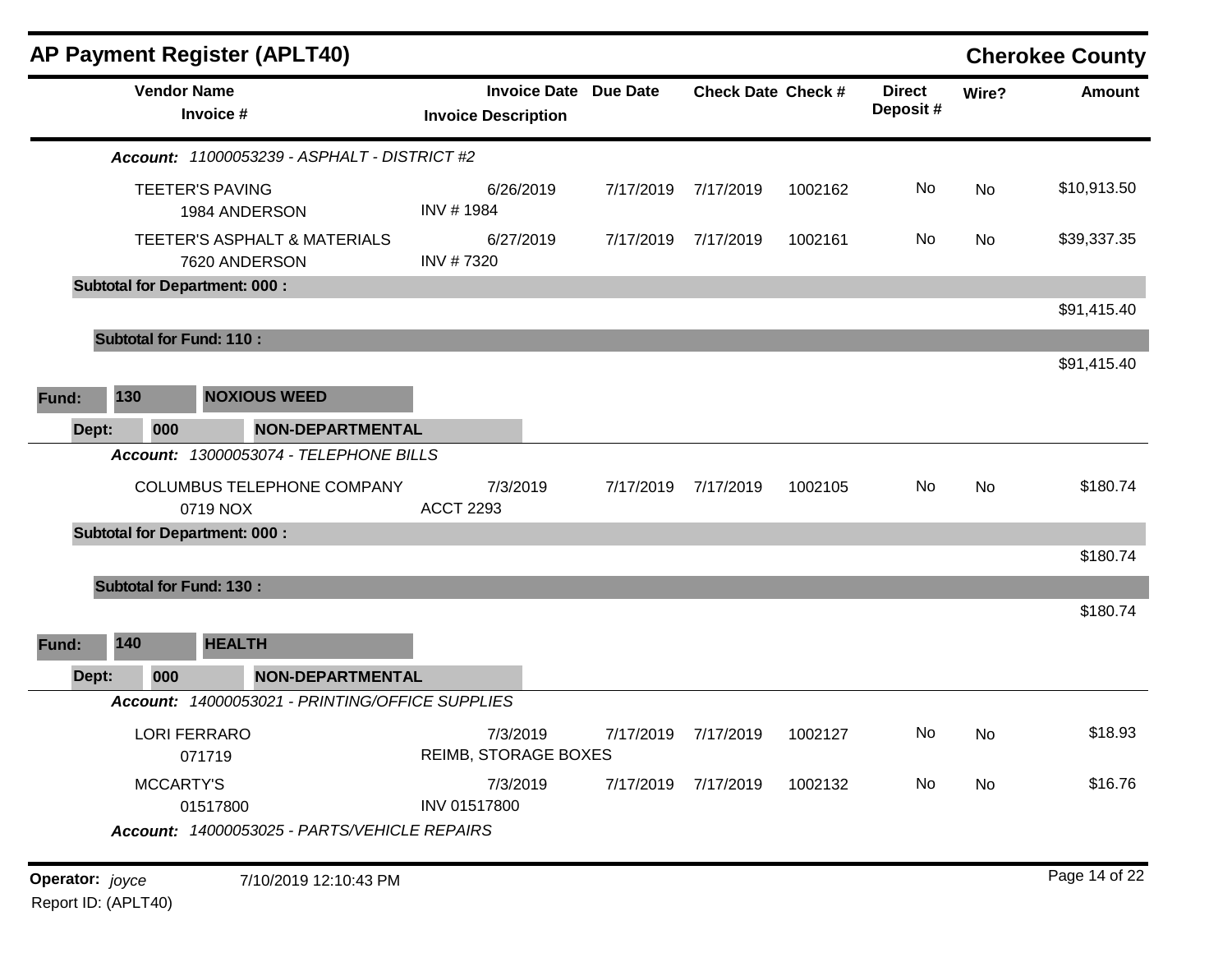## AP Payment Register (APLT40) — Cherokee County

| Vendor Name / Invoice # | Invoice Date / Invoice Description | Due Date | Check Date | Check # | Direct Deposit # | Wire? | Amount |
|---|---|---|---|---|---|---|---|
| ***Account:** 11000053239 - ASPHALT - DISTRICT #2* | | | | | | | |
| TEETER'S PAVING<br>1984 ANDERSON | 6/26/2019<br>INV # 1984 | 7/17/2019 | 7/17/2019 | 1002162 | No | No | $10,913.50 |
| TEETER'S ASPHALT & MATERIALS<br>7620 ANDERSON | 6/27/2019<br>INV # 7320 | 7/17/2019 | 7/17/2019 | 1002161 | No | No | $39,337.35 |
| **Subtotal for Department: 000 :** | | | | | | | $91,415.40 |
| **Subtotal for Fund: 110 :** | | | | | | | $91,415.40 |

**Fund:** 130 **NOXIOUS WEED**

**Dept:** 000 **NON-DEPARTMENTAL**

| Vendor Name / Invoice # | Invoice Date / Invoice Description | Due Date | Check Date | Check # | Direct Deposit # | Wire? | Amount |
|---|---|---|---|---|---|---|---|
| ***Account:** 13000053074 - TELEPHONE BILLS* | | | | | | | |
| COLUMBUS TELEPHONE COMPANY<br>0719 NOX | 7/3/2019<br>ACCT 2293 | 7/17/2019 | 7/17/2019 | 1002105 | No | No | $180.74 |
| **Subtotal for Department: 000 :** | | | | | | | $180.74 |
| **Subtotal for Fund: 130 :** | | | | | | | $180.74 |

**Fund:** 140 **HEALTH**

**Dept:** 000 **NON-DEPARTMENTAL**

| Vendor Name / Invoice # | Invoice Date / Invoice Description | Due Date | Check Date | Check # | Direct Deposit # | Wire? | Amount |
|---|---|---|---|---|---|---|---|
| ***Account:** 14000053021 - PRINTING/OFFICE SUPPLIES* | | | | | | | |
| LORI FERRARO<br>071719 | 7/3/2019<br>REIMB, STORAGE BOXES | 7/17/2019 | 7/17/2019 | 1002127 | No | No | $18.93 |
| MCCARTY'S<br>01517800 | 7/3/2019<br>INV 01517800 | 7/17/2019 | 7/17/2019 | 1002132 | No | No | $16.76 |
| ***Account:** 14000053025 - PARTS/VEHICLE REPAIRS* | | | | | | | |

**Operator:** *joyce* 7/10/2019 12:10:43 PM

Report ID: (APLT40)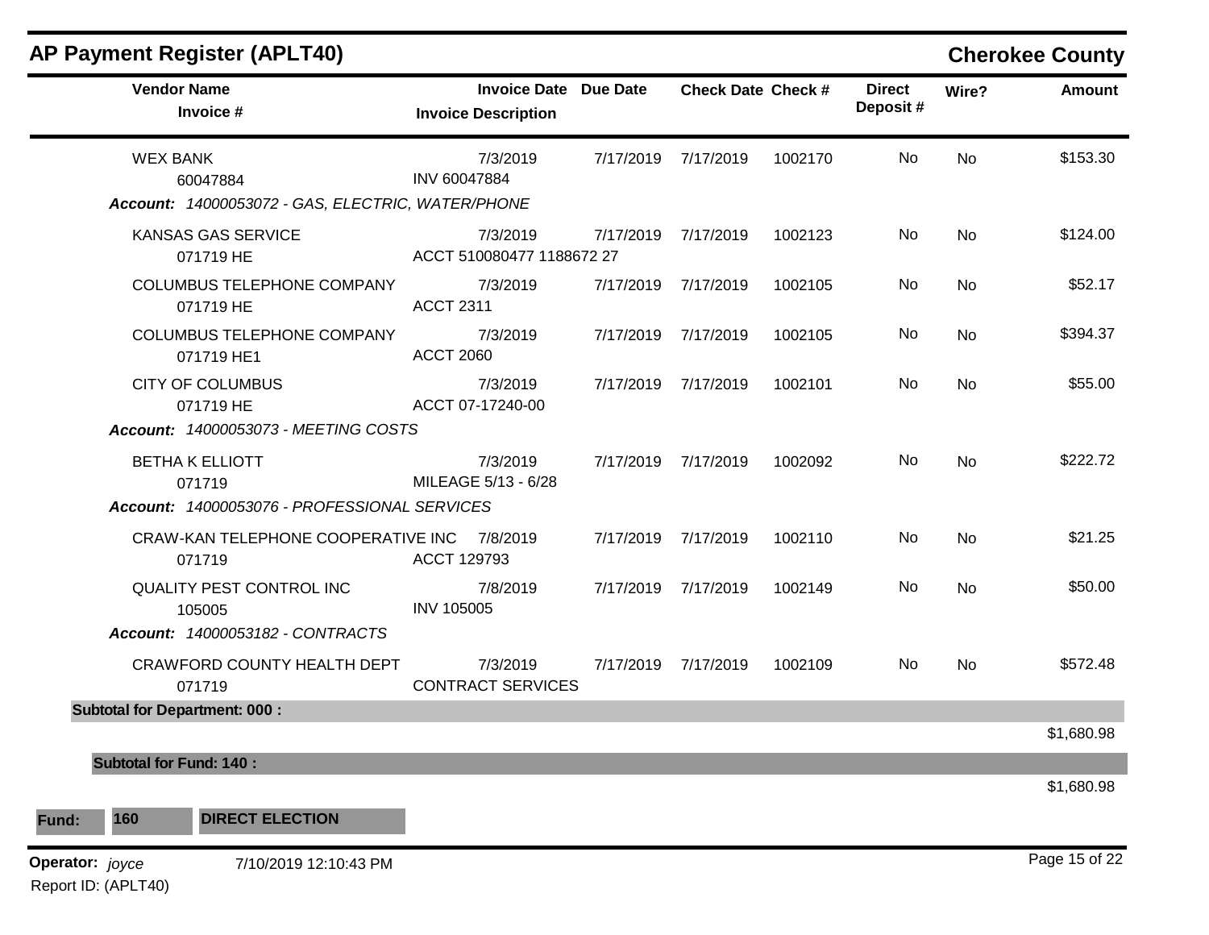## AP Payment Register (APLT40)

**Cherokee County**

| Vendor Name / Invoice # | Invoice Date / Invoice Description | Due Date | Check Date | Check # | Direct Deposit # | Wire? | Amount |
|---|---|---|---|---|---|---|---|
| WEX BANK<br>60047884 | 7/3/2019<br>INV 60047884 | 7/17/2019 | 7/17/2019 | 1002170 | No | No | $153.30 |
| ***Account: 14000053072 - GAS, ELECTRIC, WATER/PHONE*** | | | | | | | |
| KANSAS GAS SERVICE<br>071719 HE | 7/3/2019<br>ACCT 510080477 1188672 27 | 7/17/2019 | 7/17/2019 | 1002123 | No | No | $124.00 |
| COLUMBUS TELEPHONE COMPANY<br>071719 HE | 7/3/2019<br>ACCT 2311 | 7/17/2019 | 7/17/2019 | 1002105 | No | No | $52.17 |
| COLUMBUS TELEPHONE COMPANY<br>071719 HE1 | 7/3/2019<br>ACCT 2060 | 7/17/2019 | 7/17/2019 | 1002105 | No | No | $394.37 |
| CITY OF COLUMBUS<br>071719 HE | 7/3/2019<br>ACCT 07-17240-00 | 7/17/2019 | 7/17/2019 | 1002101 | No | No | $55.00 |
| ***Account: 14000053073 - MEETING COSTS*** | | | | | | | |
| BETHA K ELLIOTT<br>071719 | 7/3/2019<br>MILEAGE 5/13 - 6/28 | 7/17/2019 | 7/17/2019 | 1002092 | No | No | $222.72 |
| ***Account: 14000053076 - PROFESSIONAL SERVICES*** | | | | | | | |
| CRAW-KAN TELEPHONE COOPERATIVE INC<br>071719 | 7/8/2019<br>ACCT 129793 | 7/17/2019 | 7/17/2019 | 1002110 | No | No | $21.25 |
| QUALITY PEST CONTROL INC<br>105005 | 7/8/2019<br>INV 105005 | 7/17/2019 | 7/17/2019 | 1002149 | No | No | $50.00 |
| ***Account: 14000053182 - CONTRACTS*** | | | | | | | |
| CRAWFORD COUNTY HEALTH DEPT<br>071719 | 7/3/2019<br>CONTRACT SERVICES | 7/17/2019 | 7/17/2019 | 1002109 | No | No | $572.48 |
| **Subtotal for Department: 000 :** | | | | | | | $1,680.98 |
| **Subtotal for Fund: 140 :** | | | | | | | $1,680.98 |

**Fund: 160 DIRECT ELECTION**

**Operator:** *joyce* 7/10/2019 12:10:43 PM

Report ID: (APLT40)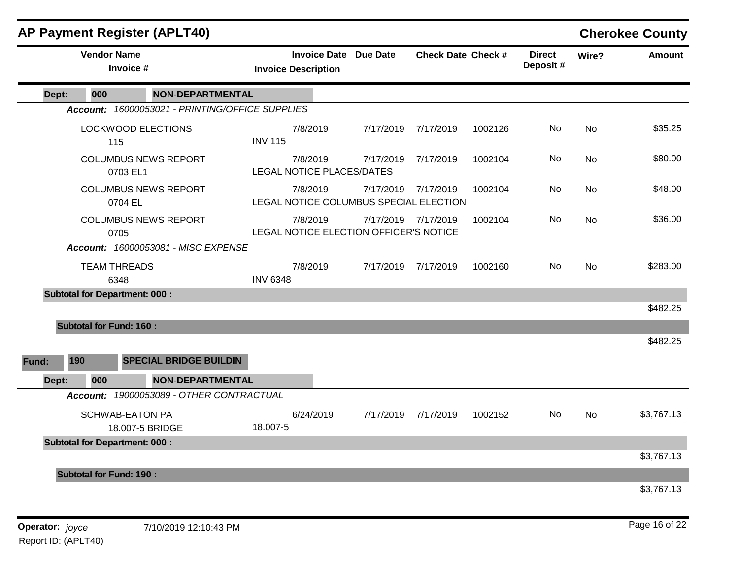## AP Payment Register (APLT40)

**Cherokee County**

| Vendor Name / Invoice # | Invoice Date / Invoice Description | Due Date | Check Date | Check # | Direct Deposit # | Wire? | Amount |
|---|---|---|---|---|---|---|---|
| **Dept: 000 NON-DEPARTMENTAL** | | | | | | | |
| ***Account: 16000053021 - PRINTING/OFFICE SUPPLIES*** | | | | | | | |
| LOCKWOOD ELECTIONS<br>115 | 7/8/2019<br>INV 115 | 7/17/2019 | 7/17/2019 | 1002126 | No | No | $35.25 |
| COLUMBUS NEWS REPORT<br>0703 EL1 | 7/8/2019<br>LEGAL NOTICE PLACES/DATES | 7/17/2019 | 7/17/2019 | 1002104 | No | No | $80.00 |
| COLUMBUS NEWS REPORT<br>0704 EL | 7/8/2019<br>LEGAL NOTICE COLUMBUS SPECIAL ELECTION | 7/17/2019 | 7/17/2019 | 1002104 | No | No | $48.00 |
| COLUMBUS NEWS REPORT<br>0705 | 7/8/2019<br>LEGAL NOTICE ELECTION OFFICER'S NOTICE | 7/17/2019 | 7/17/2019 | 1002104 | No | No | $36.00 |
| ***Account: 16000053081 - MISC EXPENSE*** | | | | | | | |
| TEAM THREADS<br>6348 | 7/8/2019<br>INV 6348 | 7/17/2019 | 7/17/2019 | 1002160 | No | No | $283.00 |
| **Subtotal for Department: 000 :** | | | | | | | $482.25 |
| **Subtotal for Fund: 160 :** | | | | | | | $482.25 |
| **Fund: 190 SPECIAL BRIDGE BUILDIN** | | | | | | | |
| **Dept: 000 NON-DEPARTMENTAL** | | | | | | | |
| ***Account: 19000053089 - OTHER CONTRACTUAL*** | | | | | | | |
| SCHWAB-EATON PA<br>18.007-5 BRIDGE | 6/24/2019<br>18.007-5 | 7/17/2019 | 7/17/2019 | 1002152 | No | No | $3,767.13 |
| **Subtotal for Department: 000 :** | | | | | | | $3,767.13 |
| **Subtotal for Fund: 190 :** | | | | | | | $3,767.13 |

**Operator:** *joyce* 7/10/2019 12:10:43 PM

Report ID: (APLT40)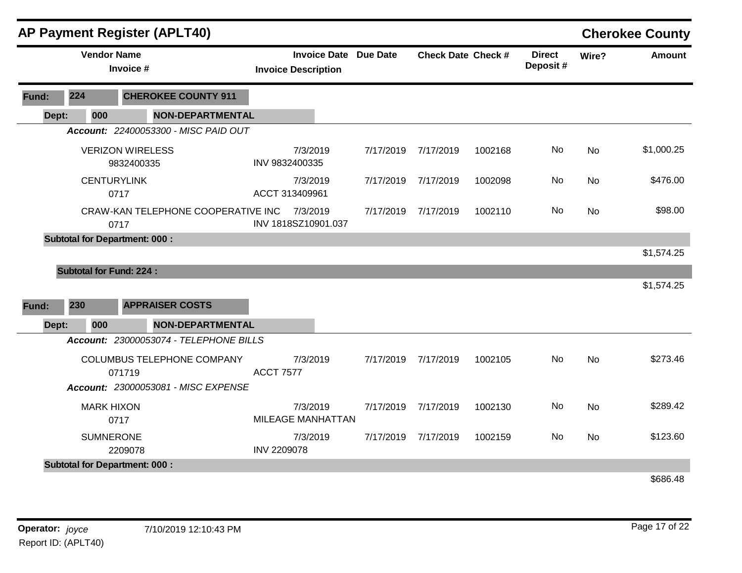# AP Payment Register (APLT40)

## Cherokee County

| Vendor Name / Invoice # | Invoice Date / Invoice Description | Due Date | Check Date | Check # | Direct Deposit # | Wire? | Amount |
|---|---|---|---|---|---|---|---|
| **Fund: 224 CHEROKEE COUNTY 911** | | | | | | | |
| **Dept: 000 NON-DEPARTMENTAL** | | | | | | | |
| ***Account: 22400053300 - MISC PAID OUT*** | | | | | | | |
| VERIZON WIRELESS<br>9832400335 | 7/3/2019<br>INV 9832400335 | 7/17/2019 | 7/17/2019 | 1002168 | No | No | $1,000.25 |
| CENTURYLINK<br>0717 | 7/3/2019<br>ACCT 313409961 | 7/17/2019 | 7/17/2019 | 1002098 | No | No | $476.00 |
| CRAW-KAN TELEPHONE COOPERATIVE INC<br>0717 | 7/3/2019<br>INV 1818SZ10901.037 | 7/17/2019 | 7/17/2019 | 1002110 | No | No | $98.00 |
| **Subtotal for Department: 000 :** | | | | | | | $1,574.25 |
| **Subtotal for Fund: 224 :** | | | | | | | $1,574.25 |
| **Fund: 230 APPRAISER COSTS** | | | | | | | |
| **Dept: 000 NON-DEPARTMENTAL** | | | | | | | |
| ***Account: 23000053074 - TELEPHONE BILLS*** | | | | | | | |
| COLUMBUS TELEPHONE COMPANY<br>071719 | 7/3/2019<br>ACCT 7577 | 7/17/2019 | 7/17/2019 | 1002105 | No | No | $273.46 |
| ***Account: 23000053081 - MISC EXPENSE*** | | | | | | | |
| MARK HIXON<br>0717 | 7/3/2019<br>MILEAGE MANHATTAN | 7/17/2019 | 7/17/2019 | 1002130 | No | No | $289.42 |
| SUMNERONE<br>2209078 | 7/3/2019<br>INV 2209078 | 7/17/2019 | 7/17/2019 | 1002159 | No | No | $123.60 |
| **Subtotal for Department: 000 :** | | | | | | | $686.48 |

**Operator:** *joyce* 7/10/2019 12:10:43 PM

Report ID: (APLT40)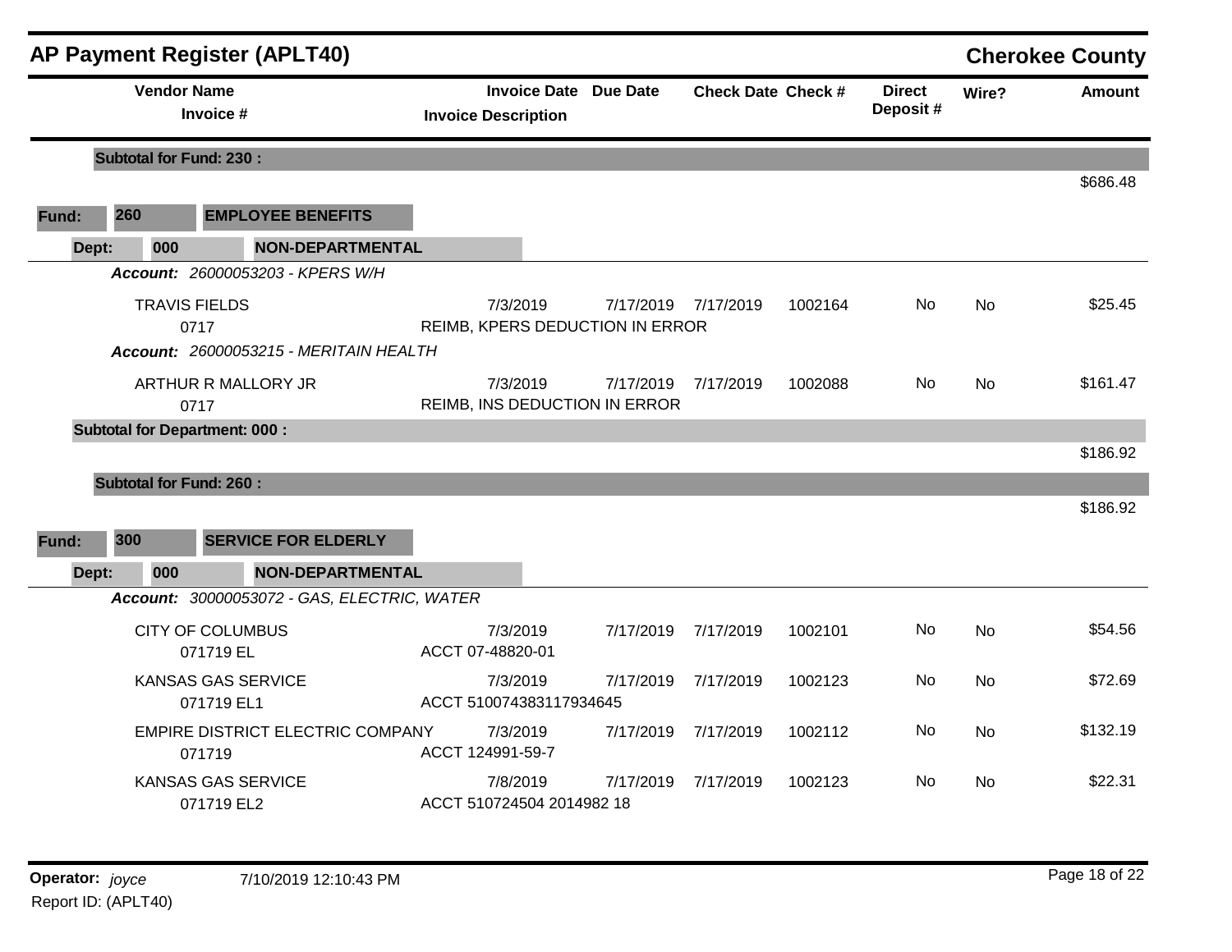## AP Payment Register (APLT40)

**Cherokee County**

| Vendor Name / Invoice # | Invoice Date / Invoice Description | Due Date | Check Date | Check # | Direct Deposit # | Wire? | Amount |
|---|---|---|---|---|---|---|---|
| **Subtotal for Fund: 230 :** | | | | | | | $686.48 |
| **Fund: 260 EMPLOYEE BENEFITS** | | | | | | | |
| **Dept: 000 NON-DEPARTMENTAL** | | | | | | | |
| ***Account:*** *26000053203 - KPERS W/H* | | | | | | | |
| TRAVIS FIELDS / 0717 | 7/3/2019 / REIMB, KPERS DEDUCTION IN ERROR | 7/17/2019 | 7/17/2019 | 1002164 | No | No | $25.45 |
| ***Account:*** *26000053215 - MERITAIN HEALTH* | | | | | | | |
| ARTHUR R MALLORY JR / 0717 | 7/3/2019 / REIMB, INS DEDUCTION IN ERROR | 7/17/2019 | 7/17/2019 | 1002088 | No | No | $161.47 |
| **Subtotal for Department: 000 :** | | | | | | | $186.92 |
| **Subtotal for Fund: 260 :** | | | | | | | $186.92 |
| **Fund: 300 SERVICE FOR ELDERLY** | | | | | | | |
| **Dept: 000 NON-DEPARTMENTAL** | | | | | | | |
| ***Account:*** *30000053072 - GAS, ELECTRIC, WATER* | | | | | | | |
| CITY OF COLUMBUS / 071719 EL | 7/3/2019 / ACCT 07-48820-01 | 7/17/2019 | 7/17/2019 | 1002101 | No | No | $54.56 |
| KANSAS GAS SERVICE / 071719 EL1 | 7/3/2019 / ACCT 510074383117934645 | 7/17/2019 | 7/17/2019 | 1002123 | No | No | $72.69 |
| EMPIRE DISTRICT ELECTRIC COMPANY / 071719 | 7/3/2019 / ACCT 124991-59-7 | 7/17/2019 | 7/17/2019 | 1002112 | No | No | $132.19 |
| KANSAS GAS SERVICE / 071719 EL2 | 7/8/2019 / ACCT 510724504 2014982 18 | 7/17/2019 | 7/17/2019 | 1002123 | No | No | $22.31 |

**Operator:** *joyce* 7/10/2019 12:10:43 PM

Report ID: (APLT40)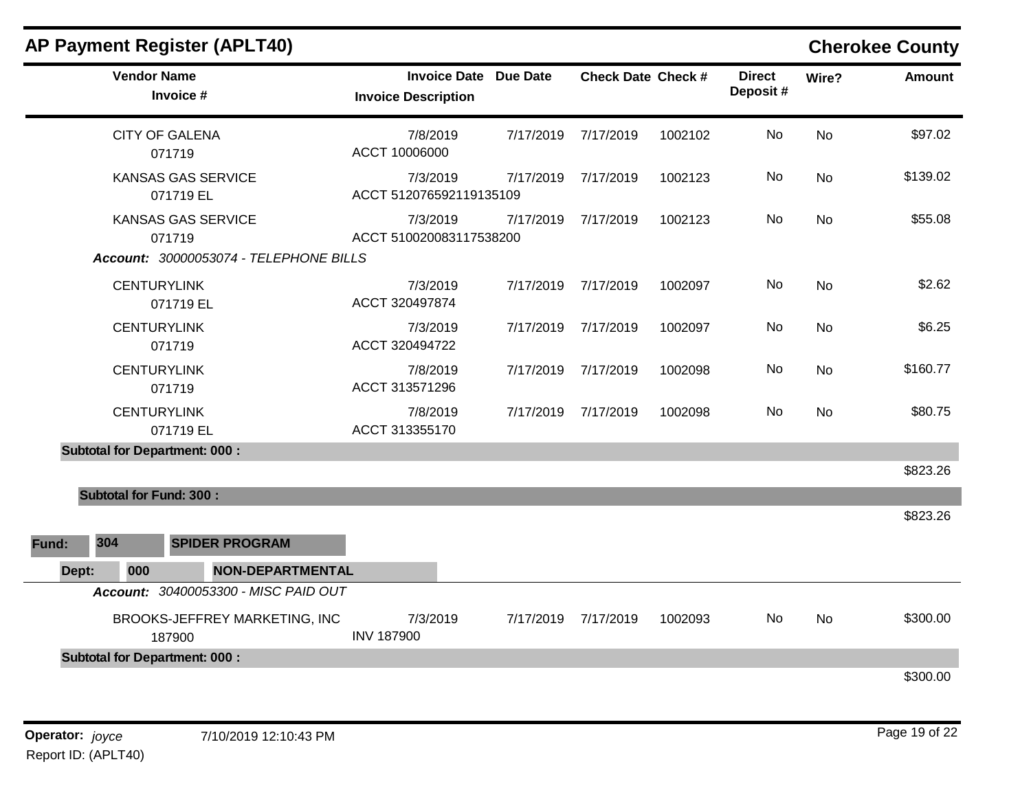# AP Payment Register (APLT40)

**Cherokee County**

| Vendor Name / Invoice # | Invoice Date / Invoice Description | Due Date | Check Date | Check # | Direct Deposit # | Wire? | Amount |
|---|---|---|---|---|---|---|---|
| CITY OF GALENA<br>071719 | 7/8/2019<br>ACCT 10006000 | 7/17/2019 | 7/17/2019 | 1002102 | No | No | $97.02 |
| KANSAS GAS SERVICE<br>071719 EL | 7/3/2019<br>ACCT 512076592119135109 | 7/17/2019 | 7/17/2019 | 1002123 | No | No | $139.02 |
| KANSAS GAS SERVICE<br>071719 | 7/3/2019<br>ACCT 510020083117538200 | 7/17/2019 | 7/17/2019 | 1002123 | No | No | $55.08 |
| ***Account:** 30000053074 - TELEPHONE BILLS* | | | | | | | |
| CENTURYLINK<br>071719 EL | 7/3/2019<br>ACCT 320497874 | 7/17/2019 | 7/17/2019 | 1002097 | No | No | $2.62 |
| CENTURYLINK<br>071719 | 7/3/2019<br>ACCT 320494722 | 7/17/2019 | 7/17/2019 | 1002097 | No | No | $6.25 |
| CENTURYLINK<br>071719 | 7/8/2019<br>ACCT 313571296 | 7/17/2019 | 7/17/2019 | 1002098 | No | No | $160.77 |
| CENTURYLINK<br>071719 EL | 7/8/2019<br>ACCT 313355170 | 7/17/2019 | 7/17/2019 | 1002098 | No | No | $80.75 |
| **Subtotal for Department: 000 :** | | | | | | | $823.26 |
| **Subtotal for Fund: 300 :** | | | | | | | $823.26 |

**Fund:** 304 **SPIDER PROGRAM**

**Dept:** 000 **NON-DEPARTMENTAL**

***Account:** 30400053300 - MISC PAID OUT*

| Vendor Name / Invoice # | Invoice Date / Invoice Description | Due Date | Check Date | Check # | Direct Deposit # | Wire? | Amount |
|---|---|---|---|---|---|---|---|
| BROOKS-JEFFREY MARKETING, INC<br>187900 | 7/3/2019<br>INV 187900 | 7/17/2019 | 7/17/2019 | 1002093 | No | No | $300.00 |
| **Subtotal for Department: 000 :** | | | | | | | $300.00 |

**Operator:** *joyce* 7/10/2019 12:10:43 PM

Report ID: (APLT40)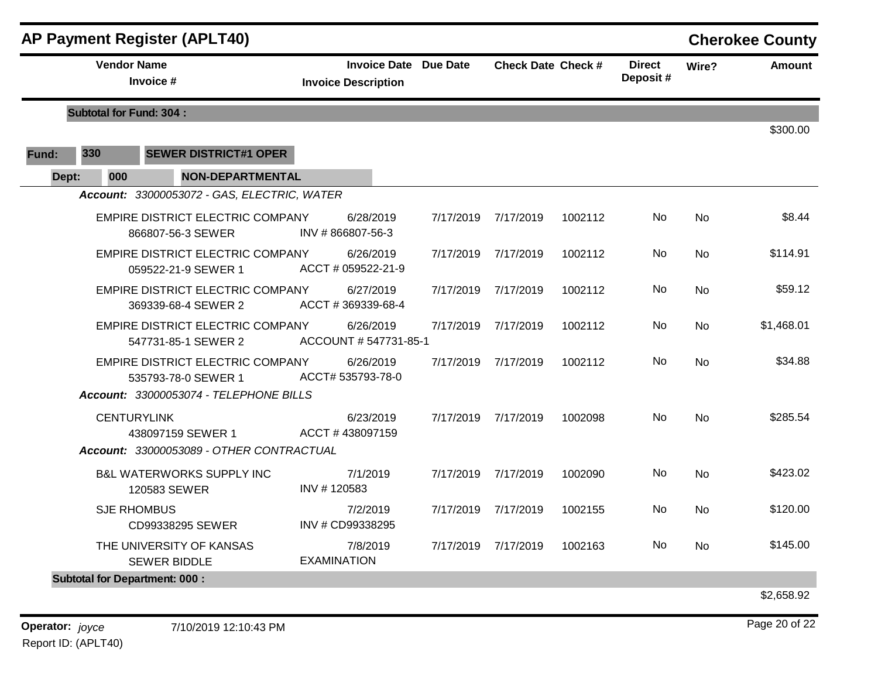# AP Payment Register (APLT40)

## Cherokee County

| Vendor Name / Invoice # | Invoice Date / Invoice Description | Due Date | Check Date | Check # | Direct Deposit # | Wire? | Amount |
|---|---|---|---|---|---|---|---|
| **Subtotal for Fund: 304 :** | | | | | | | $300.00 |

**Fund:** 330 **SEWER DISTRICT#1 OPER**

**Dept:** 000 **NON-DEPARTMENTAL**

***Account:*** *33000053072 - GAS, ELECTRIC, WATER*

| Vendor Name / Invoice # | Invoice Date / Invoice Description | Due Date | Check Date | Check # | Direct Deposit # | Wire? | Amount |
|---|---|---|---|---|---|---|---|
| EMPIRE DISTRICT ELECTRIC COMPANY<br>866807-56-3 SEWER | 6/28/2019<br>INV # 866807-56-3 | 7/17/2019 | 7/17/2019 | 1002112 | No | No | $8.44 |
| EMPIRE DISTRICT ELECTRIC COMPANY<br>059522-21-9 SEWER 1 | 6/26/2019<br>ACCT # 059522-21-9 | 7/17/2019 | 7/17/2019 | 1002112 | No | No | $114.91 |
| EMPIRE DISTRICT ELECTRIC COMPANY<br>369339-68-4 SEWER 2 | 6/27/2019<br>ACCT # 369339-68-4 | 7/17/2019 | 7/17/2019 | 1002112 | No | No | $59.12 |
| EMPIRE DISTRICT ELECTRIC COMPANY<br>547731-85-1 SEWER 2 | 6/26/2019<br>ACCOUNT # 547731-85-1 | 7/17/2019 | 7/17/2019 | 1002112 | No | No | $1,468.01 |
| EMPIRE DISTRICT ELECTRIC COMPANY<br>535793-78-0 SEWER 1 | 6/26/2019<br>ACCT# 535793-78-0 | 7/17/2019 | 7/17/2019 | 1002112 | No | No | $34.88 |

***Account:*** *33000053074 - TELEPHONE BILLS*

| Vendor Name / Invoice # | Invoice Date / Invoice Description | Due Date | Check Date | Check # | Direct Deposit # | Wire? | Amount |
|---|---|---|---|---|---|---|---|
| CENTURYLINK<br>438097159 SEWER 1 | 6/23/2019<br>ACCT # 438097159 | 7/17/2019 | 7/17/2019 | 1002098 | No | No | $285.54 |

***Account:*** *33000053089 - OTHER CONTRACTUAL*

| Vendor Name / Invoice # | Invoice Date / Invoice Description | Due Date | Check Date | Check # | Direct Deposit # | Wire? | Amount |
|---|---|---|---|---|---|---|---|
| B&L WATERWORKS SUPPLY INC<br>120583 SEWER | 7/1/2019<br>INV # 120583 | 7/17/2019 | 7/17/2019 | 1002090 | No | No | $423.02 |
| SJE RHOMBUS<br>CD99338295 SEWER | 7/2/2019<br>INV # CD99338295 | 7/17/2019 | 7/17/2019 | 1002155 | No | No | $120.00 |
| THE UNIVERSITY OF KANSAS<br>SEWER BIDDLE | 7/8/2019<br>EXAMINATION | 7/17/2019 | 7/17/2019 | 1002163 | No | No | $145.00 |
| **Subtotal for Department: 000 :** | | | | | | | $2,658.92 |

**Operator:** *joyce* 7/10/2019 12:10:43 PM

Report ID: (APLT40)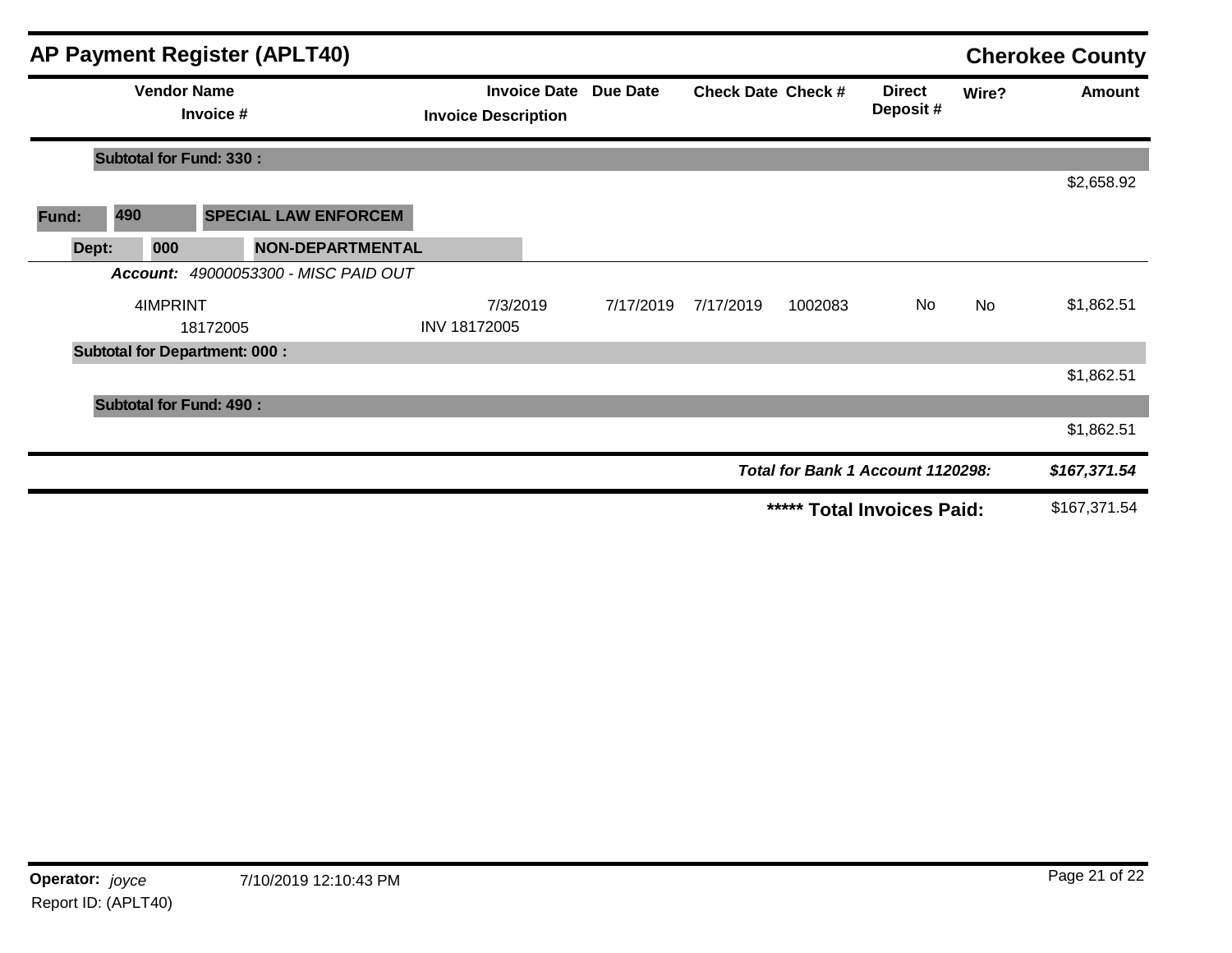# AP Payment Register (APLT40)

**Cherokee County**

| Vendor Name / Invoice # | Invoice Date / Invoice Description | Due Date | Check Date | Check # | Direct Deposit # | Wire? | Amount |
|---|---|---|---|---|---|---|---|
| **Subtotal for Fund: 330 :** | | | | | | | $2,658.92 |
| **Fund: 490 SPECIAL LAW ENFORCEM** | | | | | | | |
| **Dept: 000 NON-DEPARTMENTAL** | | | | | | | |
| ***Account: 49000053300 - MISC PAID OUT*** | | | | | | | |
| 4IMPRINT | 7/3/2019 | 7/17/2019 | 7/17/2019 | 1002083 | No | No | $1,862.51 |
| 18172005 | INV 18172005 | | | | | | |
| **Subtotal for Department: 000 :** | | | | | | | $1,862.51 |
| **Subtotal for Fund: 490 :** | | | | | | | $1,862.51 |

***Total for Bank 1 Account 1120298:*** ***$167,371.54***

**\*\*\*\*\* Total Invoices Paid:** $167,371.54

**Operator:** *joyce* 7/10/2019 12:10:43 PM

Report ID: (APLT40)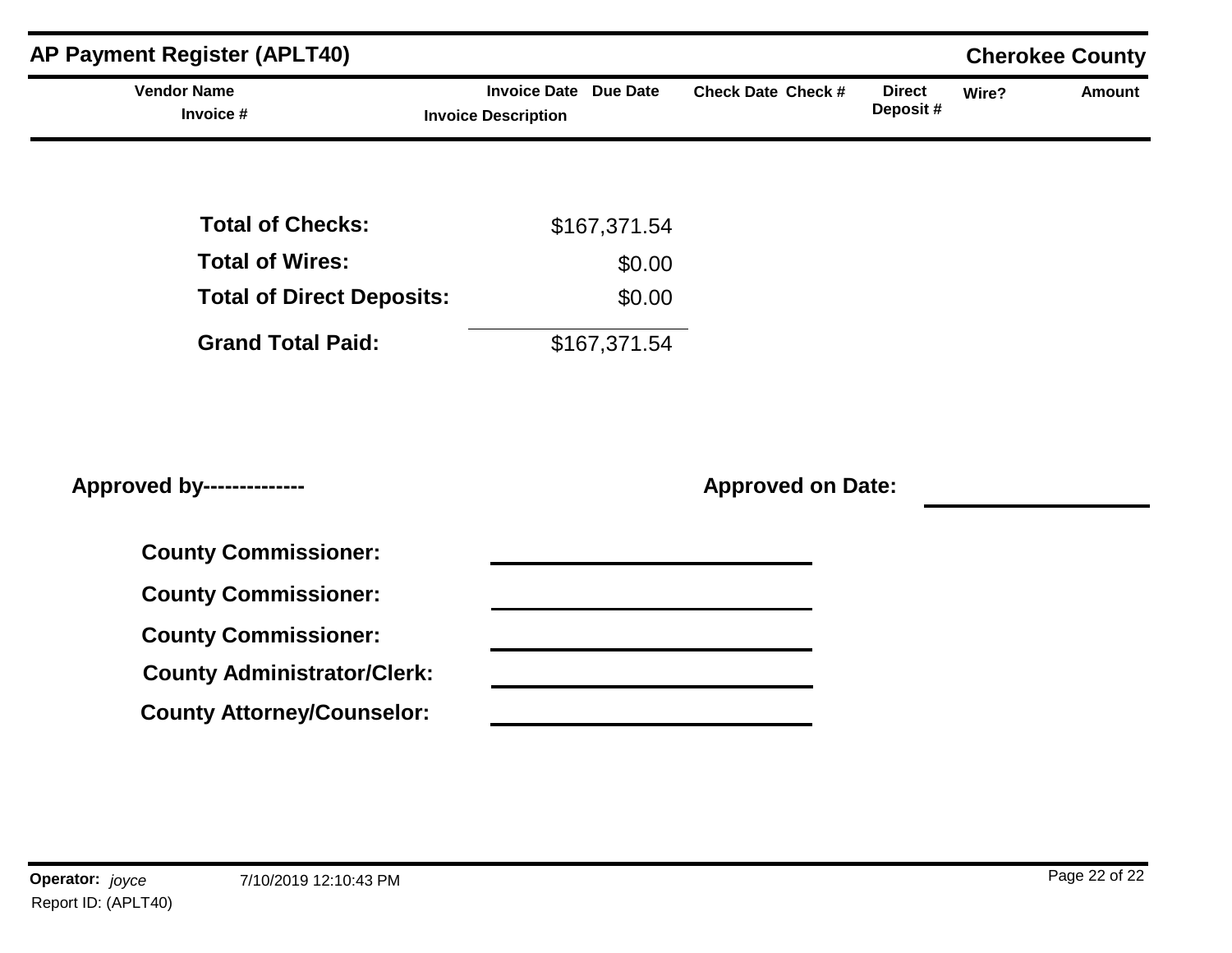## AP Payment Register (APLT40)

**Cherokee County**

| Vendor Name / Invoice # | Invoice Date / Invoice Description | Due Date | Check Date | Check # | Direct Deposit # | Wire? | Amount |
|---|---|---|---|---|---|---|---|

| | |
|---|---|
| **Total of Checks:** | $167,371.54 |
| **Total of Wires:** | $0.00 |
| **Total of Direct Deposits:** | $0.00 |
| **Grand Total Paid:** | $167,371.54 |

**Approved by--------------** **Approved on Date:** ____________________

**County Commissioner:** ____________________

**County Commissioner:** ____________________

**County Commissioner:** ____________________

**County Administrator/Clerk:** ____________________

**County Attorney/Counselor:** ____________________

**Operator:** *joyce* 7/10/2019 12:10:43 PM

Report ID: (APLT40)